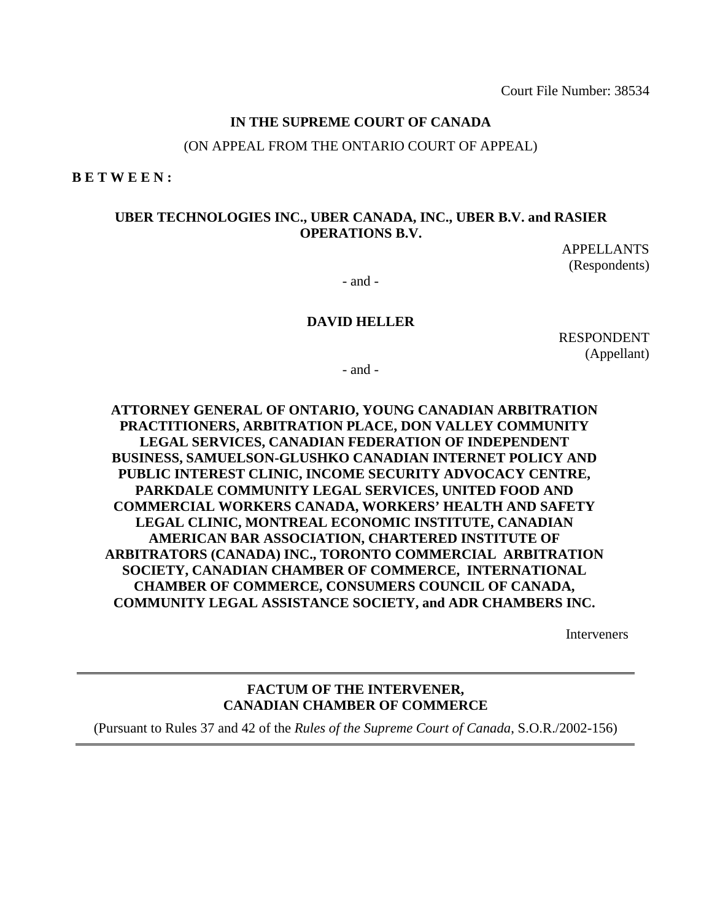Court File Number: 38534

**IN THE SUPREME COURT OF CANADA**

(ON APPEAL FROM THE ONTARIO COURT OF APPEAL)

**B E T W E E N :**

**UBER TECHNOLOGIES INC., UBER CANADA, INC., UBER B.V. and RASIER OPERATIONS B.V.**

APPELLANTS
(Respondents)

- and -

**DAVID HELLER**

RESPONDENT
(Appellant)

- and -

**ATTORNEY GENERAL OF ONTARIO, YOUNG CANADIAN ARBITRATION PRACTITIONERS, ARBITRATION PLACE, DON VALLEY COMMUNITY LEGAL SERVICES, CANADIAN FEDERATION OF INDEPENDENT BUSINESS, SAMUELSON-GLUSHKO CANADIAN INTERNET POLICY AND PUBLIC INTEREST CLINIC, INCOME SECURITY ADVOCACY CENTRE, PARKDALE COMMUNITY LEGAL SERVICES, UNITED FOOD AND COMMERCIAL WORKERS CANADA, WORKERS' HEALTH AND SAFETY LEGAL CLINIC, MONTREAL ECONOMIC INSTITUTE, CANADIAN AMERICAN BAR ASSOCIATION, CHARTERED INSTITUTE OF ARBITRATORS (CANADA) INC., TORONTO COMMERCIAL ARBITRATION SOCIETY, CANADIAN CHAMBER OF COMMERCE, INTERNATIONAL CHAMBER OF COMMERCE, CONSUMERS COUNCIL OF CANADA, COMMUNITY LEGAL ASSISTANCE SOCIETY, and ADR CHAMBERS INC.**

Interveners

---

**FACTUM OF THE INTERVENER,**
**CANADIAN CHAMBER OF COMMERCE**

(Pursuant to Rules 37 and 42 of the *Rules of the Supreme Court of Canada*, S.O.R./2002-156)

---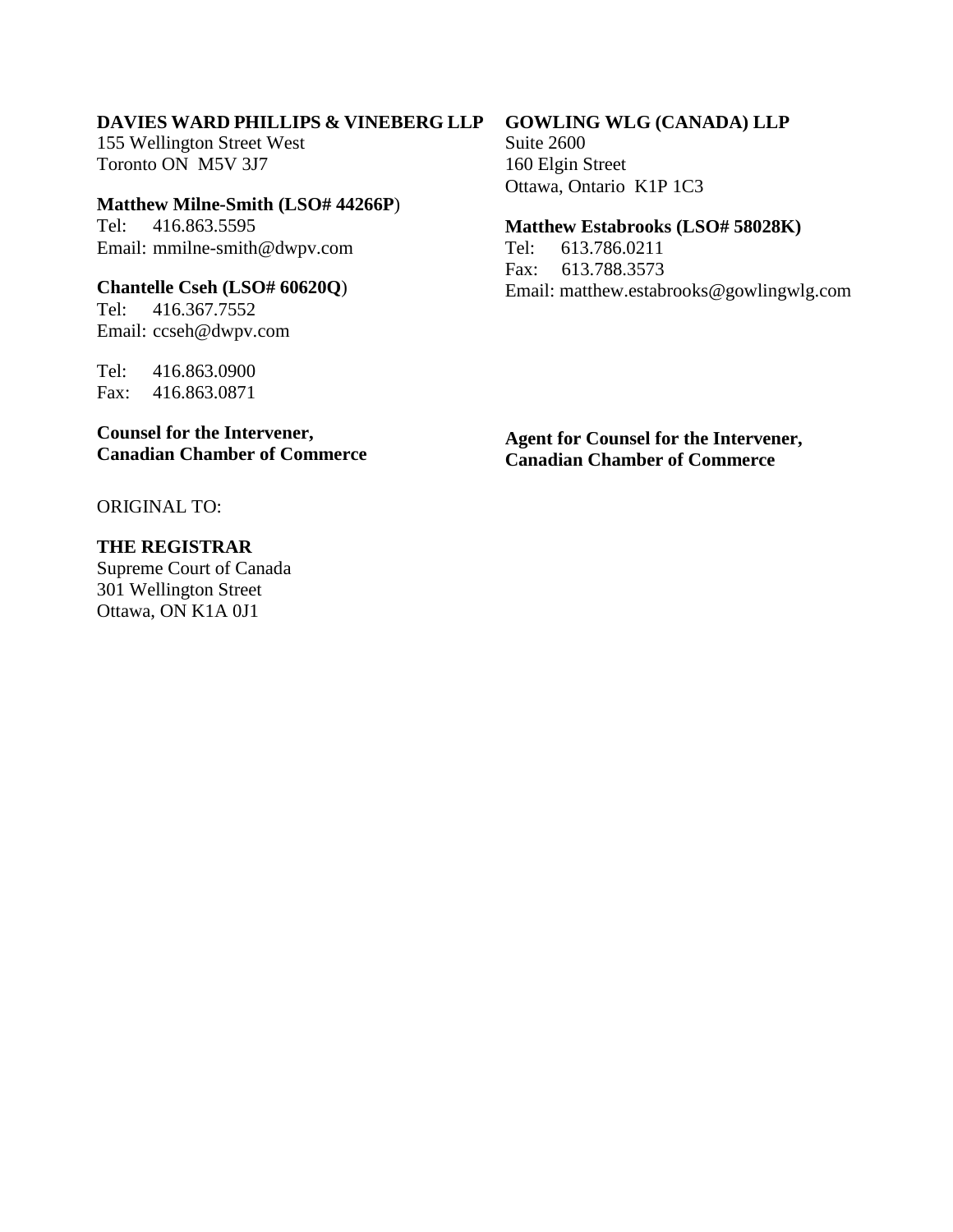**DAVIES WARD PHILLIPS & VINEBERG LLP**
155 Wellington Street West
Toronto ON M5V 3J7

**Matthew Milne-Smith (LSO# 44266P)**
Tel: 416.863.5595
Email: mmilne-smith@dwpv.com

**Chantelle Cseh (LSO# 60620Q)**
Tel: 416.367.7552
Email: ccseh@dwpv.com

Tel: 416.863.0900
Fax: 416.863.0871

**Counsel for the Intervener,**
**Canadian Chamber of Commerce**

**GOWLING WLG (CANADA) LLP**
Suite 2600
160 Elgin Street
Ottawa, Ontario K1P 1C3

**Matthew Estabrooks (LSO# 58028K)**
Tel: 613.786.0211
Fax: 613.788.3573
Email: matthew.estabrooks@gowlingwlg.com

**Agent for Counsel for the Intervener,**
**Canadian Chamber of Commerce**

ORIGINAL TO:

**THE REGISTRAR**
Supreme Court of Canada
301 Wellington Street
Ottawa, ON K1A 0J1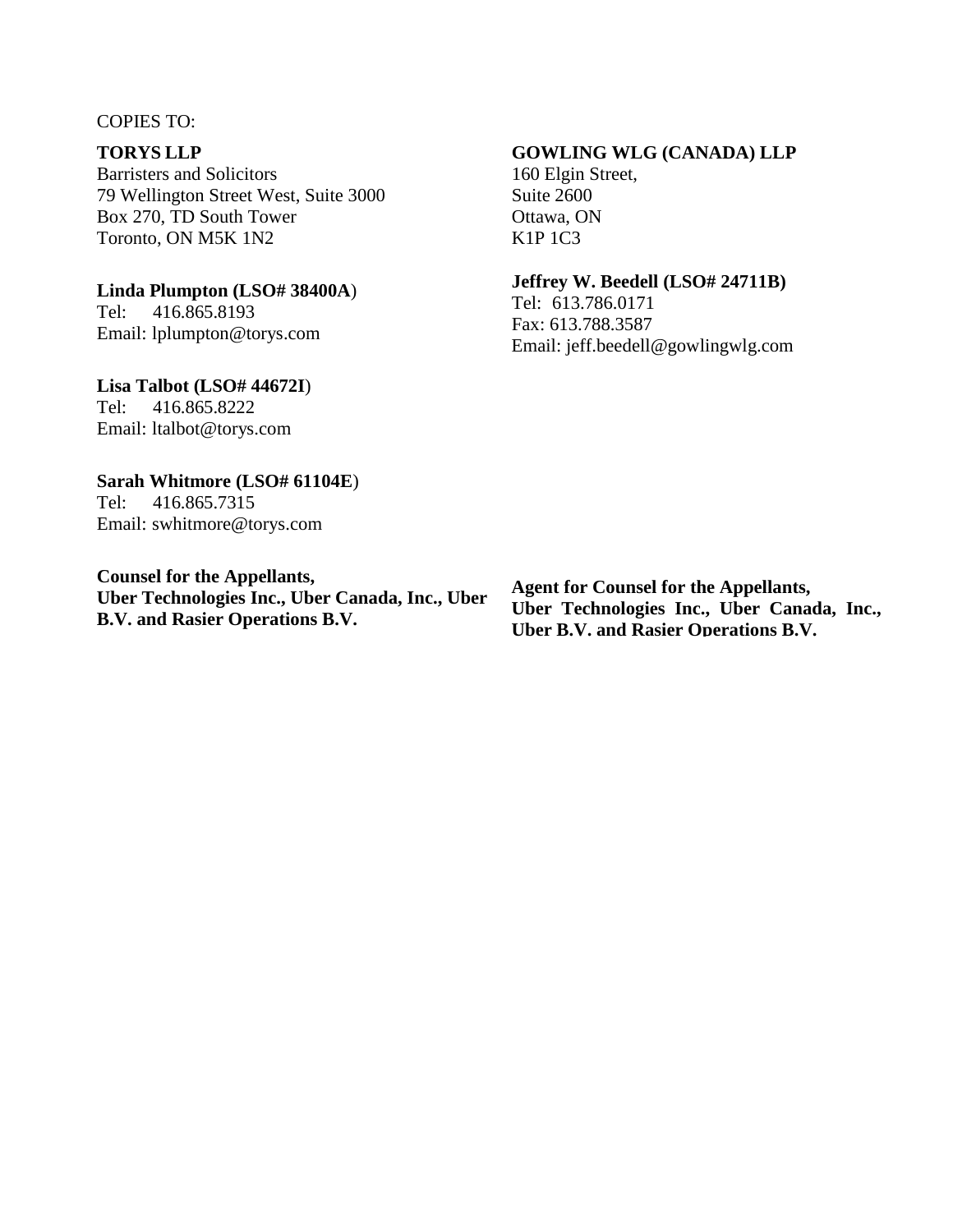COPIES TO:

**TORYS LLP**
Barristers and Solicitors
79 Wellington Street West, Suite 3000
Box 270, TD South Tower
Toronto, ON M5K 1N2

**Linda Plumpton (LSO# 38400A)**
Tel: 416.865.8193
Email: lplumpton@torys.com

**Lisa Talbot (LSO# 44672I)**
Tel: 416.865.8222
Email: ltalbot@torys.com

**Sarah Whitmore (LSO# 61104E)**
Tel: 416.865.7315
Email: swhitmore@torys.com

**Counsel for the Appellants,**
**Uber Technologies Inc., Uber Canada, Inc., Uber B.V. and Rasier Operations B.V.**

**GOWLING WLG (CANADA) LLP**
160 Elgin Street,
Suite 2600
Ottawa, ON
K1P 1C3

**Jeffrey W. Beedell (LSO# 24711B)**
Tel: 613.786.0171
Fax: 613.788.3587
Email: jeff.beedell@gowlingwlg.com

**Agent for Counsel for the Appellants,**
**Uber Technologies Inc., Uber Canada, Inc., Uber B.V. and Rasier Operations B.V.**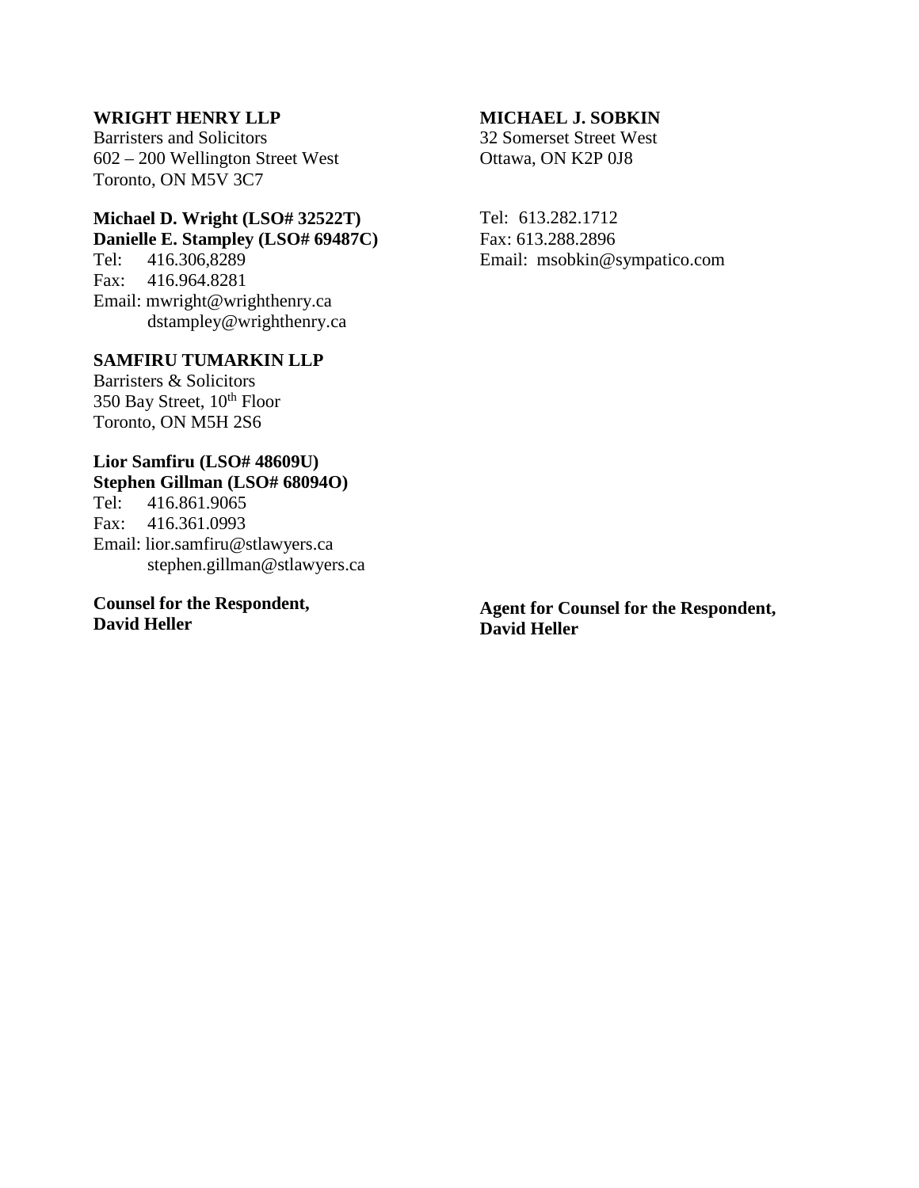**WRIGHT HENRY LLP**
Barristers and Solicitors
602 – 200 Wellington Street West
Toronto, ON M5V 3C7

**Michael D. Wright (LSO# 32522T)**
**Danielle E. Stampley (LSO# 69487C)**
Tel: 416.306,8289
Fax: 416.964.8281
Email: mwright@wrighthenry.ca
dstampley@wrighthenry.ca

**SAMFIRU TUMARKIN LLP**
Barristers & Solicitors
350 Bay Street, 10th Floor
Toronto, ON M5H 2S6

**Lior Samfiru (LSO# 48609U)**
**Stephen Gillman (LSO# 68094O)**
Tel: 416.861.9065
Fax: 416.361.0993
Email: lior.samfiru@stlawyers.ca
stephen.gillman@stlawyers.ca

**Counsel for the Respondent,**
**David Heller**

**MICHAEL J. SOBKIN**
32 Somerset Street West
Ottawa, ON K2P 0J8

Tel: 613.282.1712
Fax: 613.288.2896
Email: msobkin@sympatico.com

**Agent for Counsel for the Respondent,**
**David Heller**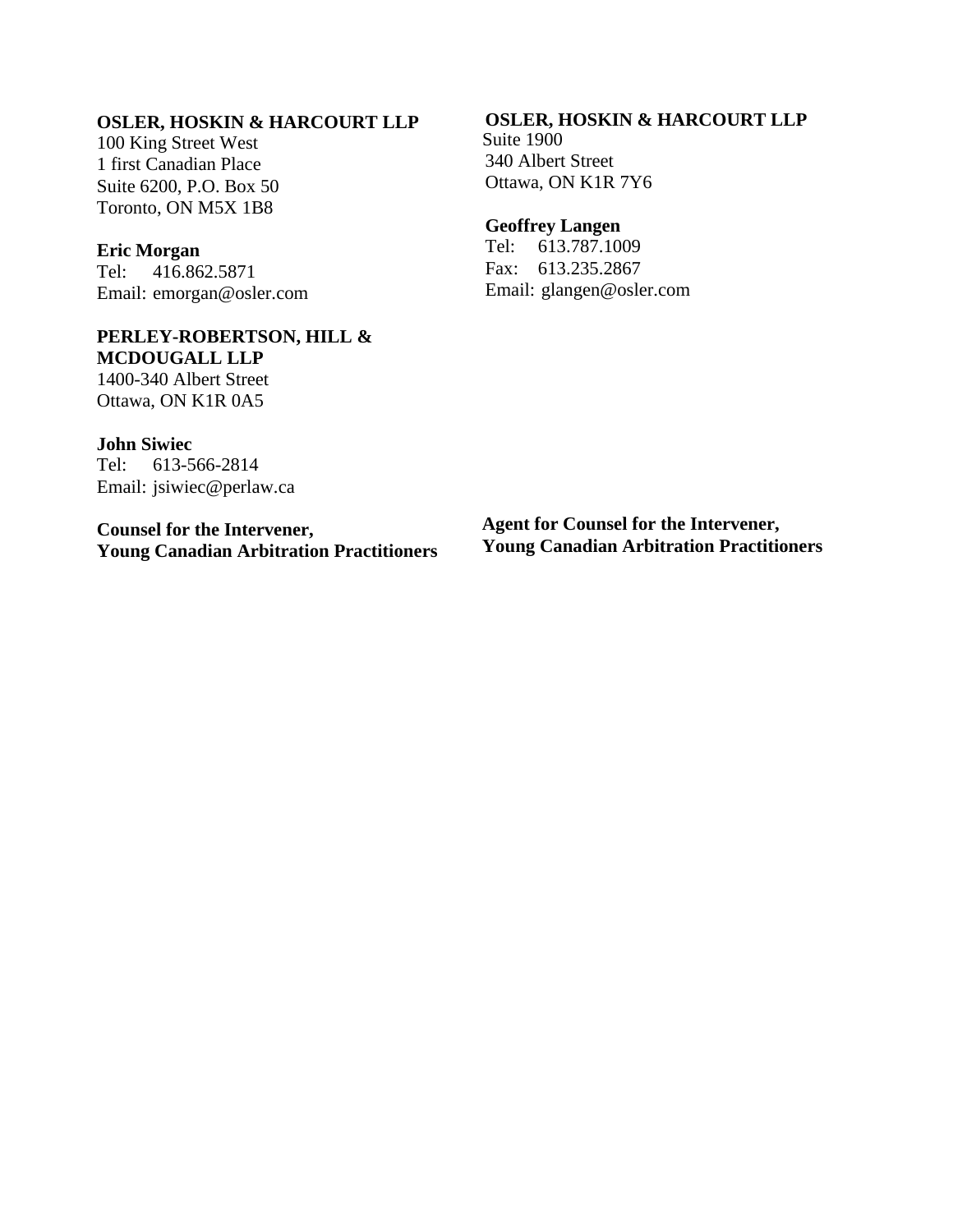**OSLER, HOSKIN & HARCOURT LLP**
100 King Street West
1 first Canadian Place
Suite 6200, P.O. Box 50
Toronto, ON M5X 1B8

**Eric Morgan**
Tel: 416.862.5871
Email: emorgan@osler.com

**PERLEY-ROBERTSON, HILL & MCDOUGALL LLP**
1400-340 Albert Street
Ottawa, ON K1R 0A5

**John Siwiec**
Tel: 613-566-2814
Email: jsiwiec@perlaw.ca

**Counsel for the Intervener,**
**Young Canadian Arbitration Practitioners**

**OSLER, HOSKIN & HARCOURT LLP**
Suite 1900
340 Albert Street
Ottawa, ON K1R 7Y6

**Geoffrey Langen**
Tel: 613.787.1009
Fax: 613.235.2867
Email: glangen@osler.com

**Agent for Counsel for the Intervener,**
**Young Canadian Arbitration Practitioners**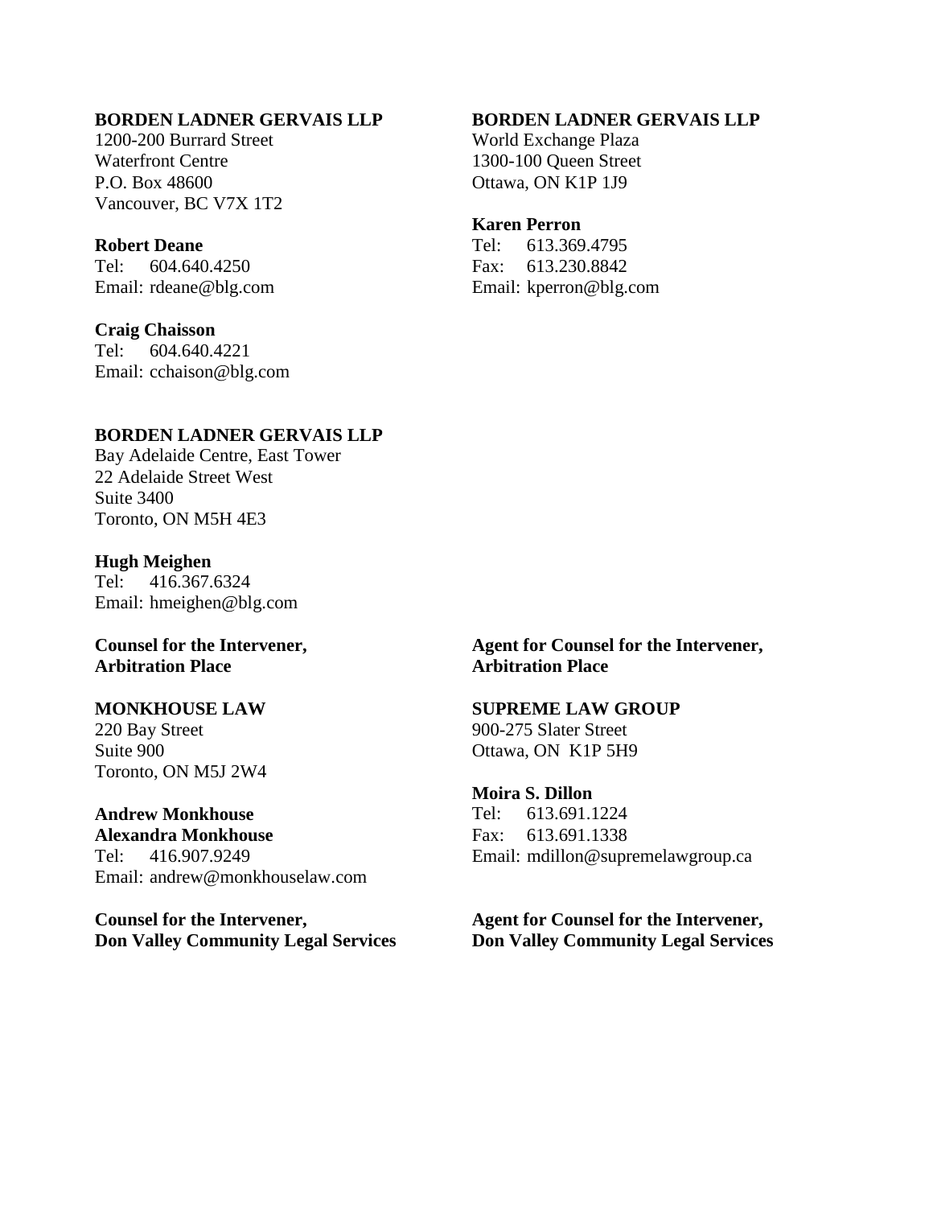**BORDEN LADNER GERVAIS LLP**
1200-200 Burrard Street
Waterfront Centre
P.O. Box 48600
Vancouver, BC V7X 1T2

**Robert Deane**
Tel: 604.640.4250
Email: rdeane@blg.com

**Craig Chaisson**
Tel: 604.640.4221
Email: cchaison@blg.com

**BORDEN LADNER GERVAIS LLP**
Bay Adelaide Centre, East Tower
22 Adelaide Street West
Suite 3400
Toronto, ON M5H 4E3

**Hugh Meighen**
Tel: 416.367.6324
Email: hmeighen@blg.com

**Counsel for the Intervener,**
**Arbitration Place**

**BORDEN LADNER GERVAIS LLP**
World Exchange Plaza
1300-100 Queen Street
Ottawa, ON K1P 1J9

**Karen Perron**
Tel: 613.369.4795
Fax: 613.230.8842
Email: kperron@blg.com

**Agent for Counsel for the Intervener,**
**Arbitration Place**

**MONKHOUSE LAW**
220 Bay Street
Suite 900
Toronto, ON M5J 2W4

**Andrew Monkhouse**
**Alexandra Monkhouse**
Tel: 416.907.9249
Email: andrew@monkhouselaw.com

**Counsel for the Intervener,**
**Don Valley Community Legal Services**

**SUPREME LAW GROUP**
900-275 Slater Street
Ottawa, ON K1P 5H9

**Moira S. Dillon**
Tel: 613.691.1224
Fax: 613.691.1338
Email: mdillon@supremelawgroup.ca

**Agent for Counsel for the Intervener,**
**Don Valley Community Legal Services**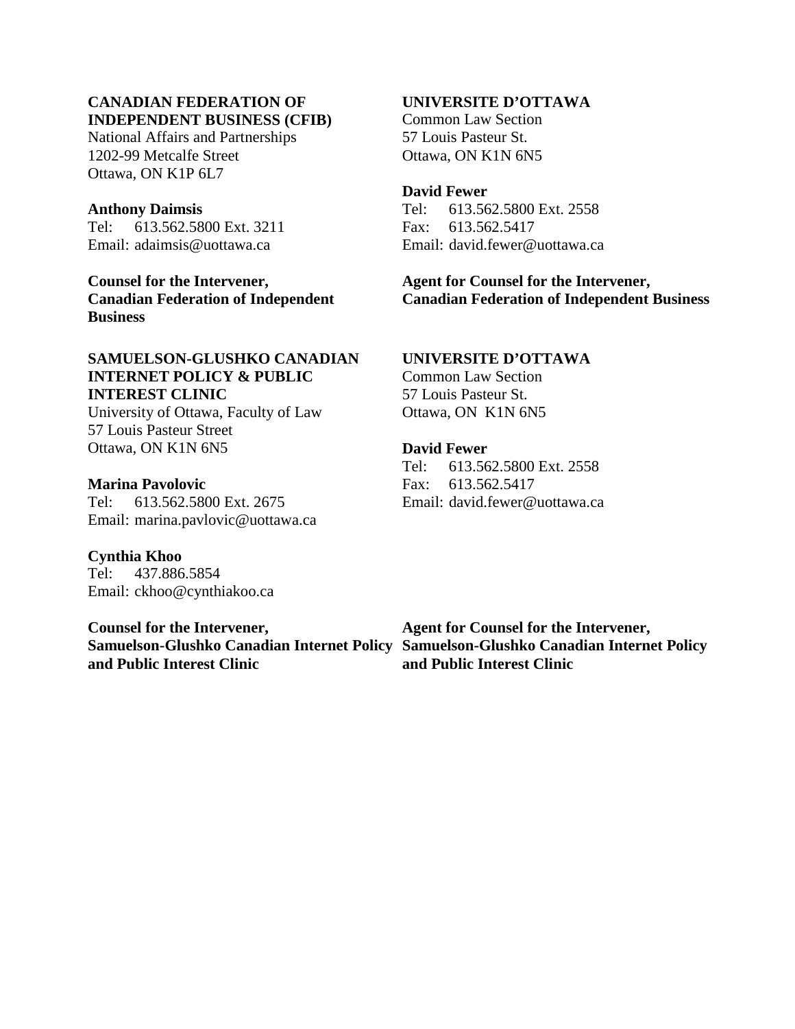**CANADIAN FEDERATION OF INDEPENDENT BUSINESS (CFIB)**
National Affairs and Partnerships
1202-99 Metcalfe Street
Ottawa, ON K1P 6L7

**Anthony Daimsis**
Tel: 613.562.5800 Ext. 3211
Email: adaimsis@uottawa.ca

**Counsel for the Intervener, Canadian Federation of Independent Business**

**UNIVERSITE D'OTTAWA**
Common Law Section
57 Louis Pasteur St.
Ottawa, ON K1N 6N5

**David Fewer**
Tel: 613.562.5800 Ext. 2558
Fax: 613.562.5417
Email: david.fewer@uottawa.ca

**Agent for Counsel for the Intervener, Canadian Federation of Independent Business**

**SAMUELSON-GLUSHKO CANADIAN INTERNET POLICY & PUBLIC INTEREST CLINIC**
University of Ottawa, Faculty of Law
57 Louis Pasteur Street
Ottawa, ON K1N 6N5

**Marina Pavolovic**
Tel: 613.562.5800 Ext. 2675
Email: marina.pavlovic@uottawa.ca

**Cynthia Khoo**
Tel: 437.886.5854
Email: ckhoo@cynthiakoo.ca

**Counsel for the Intervener, Samuelson-Glushko Canadian Internet Policy and Public Interest Clinic**

**UNIVERSITE D'OTTAWA**
Common Law Section
57 Louis Pasteur St.
Ottawa, ON K1N 6N5

**David Fewer**
Tel: 613.562.5800 Ext. 2558
Fax: 613.562.5417
Email: david.fewer@uottawa.ca

**Agent for Counsel for the Intervener, Samuelson-Glushko Canadian Internet Policy and Public Interest Clinic**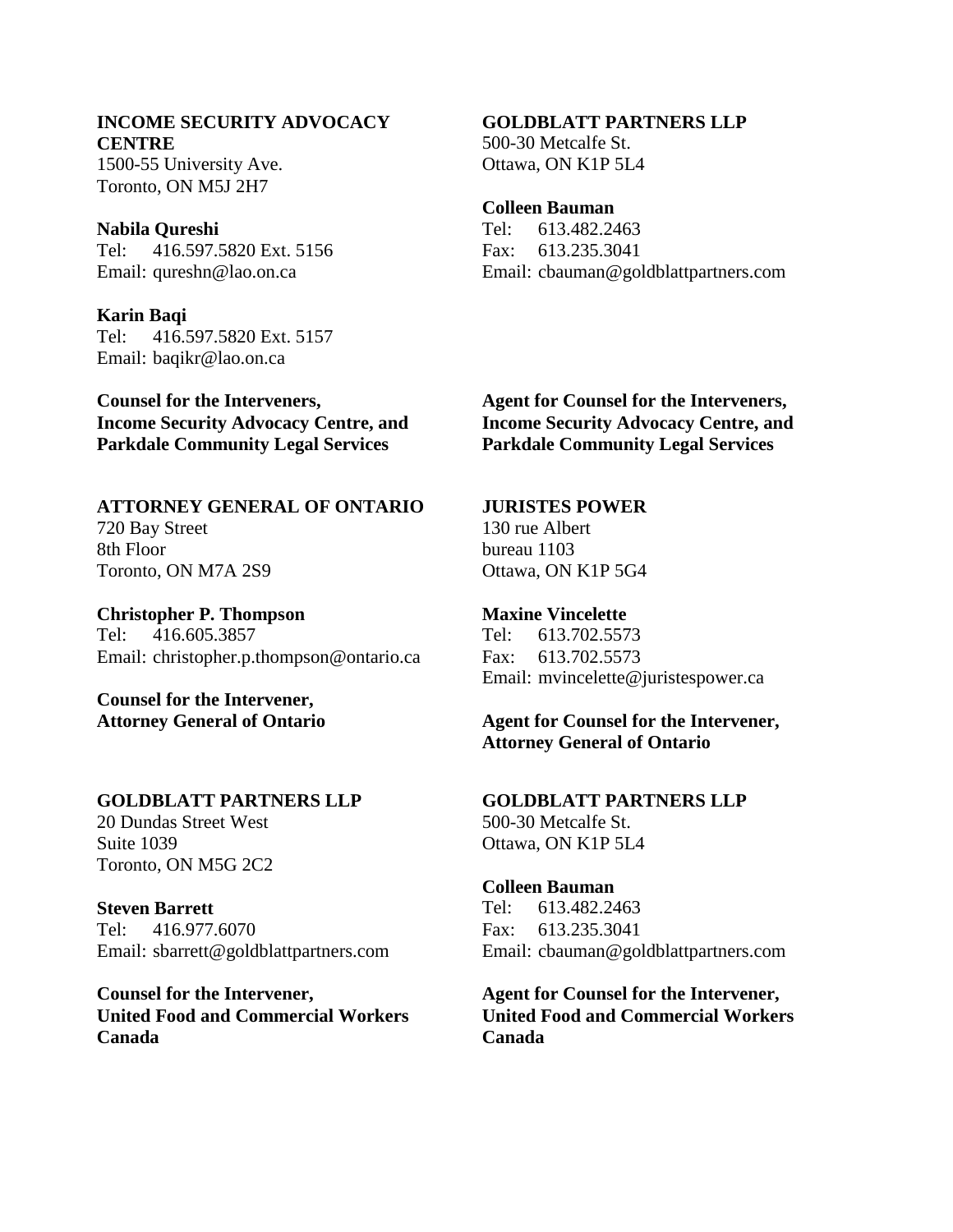**INCOME SECURITY ADVOCACY CENTRE**
1500-55 University Ave.
Toronto, ON M5J 2H7

**Nabila Qureshi**
Tel: 416.597.5820 Ext. 5156
Email: qureshn@lao.on.ca

**Karin Baqi**
Tel: 416.597.5820 Ext. 5157
Email: baqikr@lao.on.ca

**Counsel for the Interveners, Income Security Advocacy Centre, and Parkdale Community Legal Services**

**GOLDBLATT PARTNERS LLP**
500-30 Metcalfe St.
Ottawa, ON K1P 5L4

**Colleen Bauman**
Tel: 613.482.2463
Fax: 613.235.3041
Email: cbauman@goldblattpartners.com

**Agent for Counsel for the Interveners, Income Security Advocacy Centre, and Parkdale Community Legal Services**

**ATTORNEY GENERAL OF ONTARIO**
720 Bay Street
8th Floor
Toronto, ON M7A 2S9

**Christopher P. Thompson**
Tel: 416.605.3857
Email: christopher.p.thompson@ontario.ca

**Counsel for the Intervener, Attorney General of Ontario**

**JURISTES POWER**
130 rue Albert
bureau 1103
Ottawa, ON K1P 5G4

**Maxine Vincelette**
Tel: 613.702.5573
Fax: 613.702.5573
Email: mvincelette@juristespower.ca

**Agent for Counsel for the Intervener, Attorney General of Ontario**

**GOLDBLATT PARTNERS LLP**
20 Dundas Street West
Suite 1039
Toronto, ON M5G 2C2

**Steven Barrett**
Tel: 416.977.6070
Email: sbarrett@goldblattpartners.com

**Counsel for the Intervener, United Food and Commercial Workers Canada**

**GOLDBLATT PARTNERS LLP**
500-30 Metcalfe St.
Ottawa, ON K1P 5L4

**Colleen Bauman**
Tel: 613.482.2463
Fax: 613.235.3041
Email: cbauman@goldblattpartners.com

**Agent for Counsel for the Intervener, United Food and Commercial Workers Canada**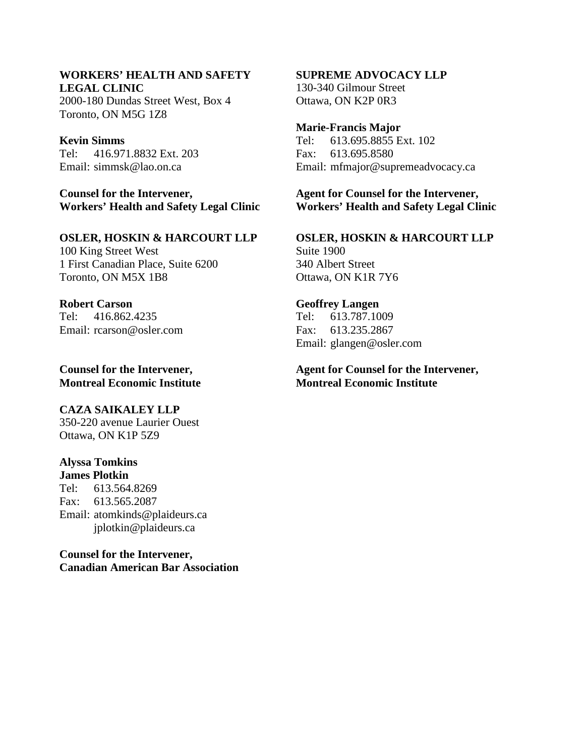**WORKERS' HEALTH AND SAFETY LEGAL CLINIC**
2000-180 Dundas Street West, Box 4
Toronto, ON M5G 1Z8

**Kevin Simms**
Tel: 416.971.8832 Ext. 203
Email: simmsk@lao.on.ca

**Counsel for the Intervener, Workers' Health and Safety Legal Clinic**

**SUPREME ADVOCACY LLP**
130-340 Gilmour Street
Ottawa, ON K2P 0R3

**Marie-Francis Major**
Tel: 613.695.8855 Ext. 102
Fax: 613.695.8580
Email: mfmajor@supremeadvocacy.ca

**Agent for Counsel for the Intervener, Workers' Health and Safety Legal Clinic**

**OSLER, HOSKIN & HARCOURT LLP**
100 King Street West
1 First Canadian Place, Suite 6200
Toronto, ON M5X 1B8

**Robert Carson**
Tel: 416.862.4235
Email: rcarson@osler.com

**Counsel for the Intervener, Montreal Economic Institute**

**OSLER, HOSKIN & HARCOURT LLP**
Suite 1900
340 Albert Street
Ottawa, ON K1R 7Y6

**Geoffrey Langen**
Tel: 613.787.1009
Fax: 613.235.2867
Email: glangen@osler.com

**Agent for Counsel for the Intervener, Montreal Economic Institute**

**CAZA SAIKALEY LLP**
350-220 avenue Laurier Ouest
Ottawa, ON K1P 5Z9

**Alyssa Tomkins**
**James Plotkin**
Tel: 613.564.8269
Fax: 613.565.2087
Email: atomkinds@plaideurs.ca
jplotkin@plaideurs.ca

**Counsel for the Intervener, Canadian American Bar Association**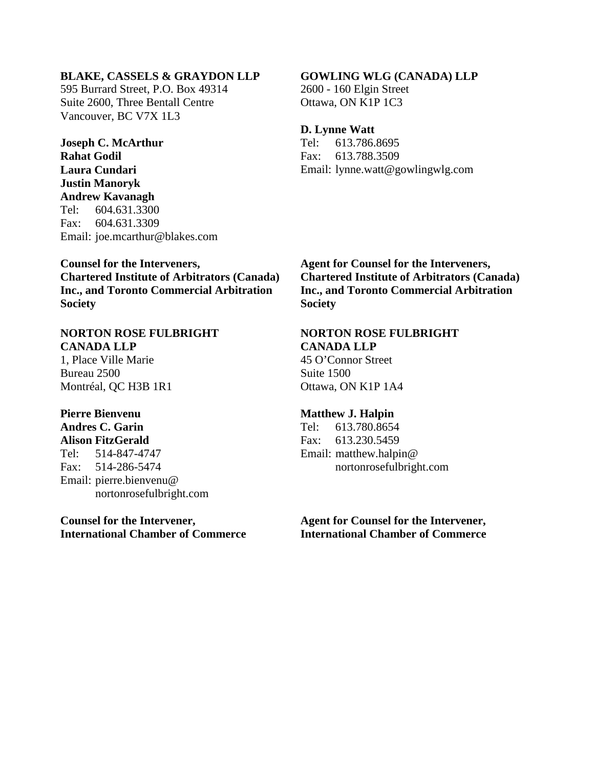**BLAKE, CASSELS & GRAYDON LLP**
595 Burrard Street, P.O. Box 49314
Suite 2600, Three Bentall Centre
Vancouver, BC V7X 1L3

**Joseph C. McArthur**
**Rahat Godil**
**Laura Cundari**
**Justin Manoryk**
**Andrew Kavanagh**
Tel: 604.631.3300
Fax: 604.631.3309
Email: joe.mcarthur@blakes.com

**Counsel for the Interveners, Chartered Institute of Arbitrators (Canada) Inc., and Toronto Commercial Arbitration Society**

**GOWLING WLG (CANADA) LLP**
2600 - 160 Elgin Street
Ottawa, ON K1P 1C3

**D. Lynne Watt**
Tel: 613.786.8695
Fax: 613.788.3509
Email: lynne.watt@gowlingwlg.com

**Agent for Counsel for the Interveners, Chartered Institute of Arbitrators (Canada) Inc., and Toronto Commercial Arbitration Society**

**NORTON ROSE FULBRIGHT CANADA LLP**
1, Place Ville Marie
Bureau 2500
Montréal, QC H3B 1R1

**Pierre Bienvenu**
**Andres C. Garin**
**Alison FitzGerald**
Tel: 514-847-4747
Fax: 514-286-5474
Email: pierre.bienvenu@nortonrosefulbright.com

**Counsel for the Intervener, International Chamber of Commerce**

**NORTON ROSE FULBRIGHT CANADA LLP**
45 O'Connor Street
Suite 1500
Ottawa, ON K1P 1A4

**Matthew J. Halpin**
Tel: 613.780.8654
Fax: 613.230.5459
Email: matthew.halpin@nortonrosefulbright.com

**Agent for Counsel for the Intervener, International Chamber of Commerce**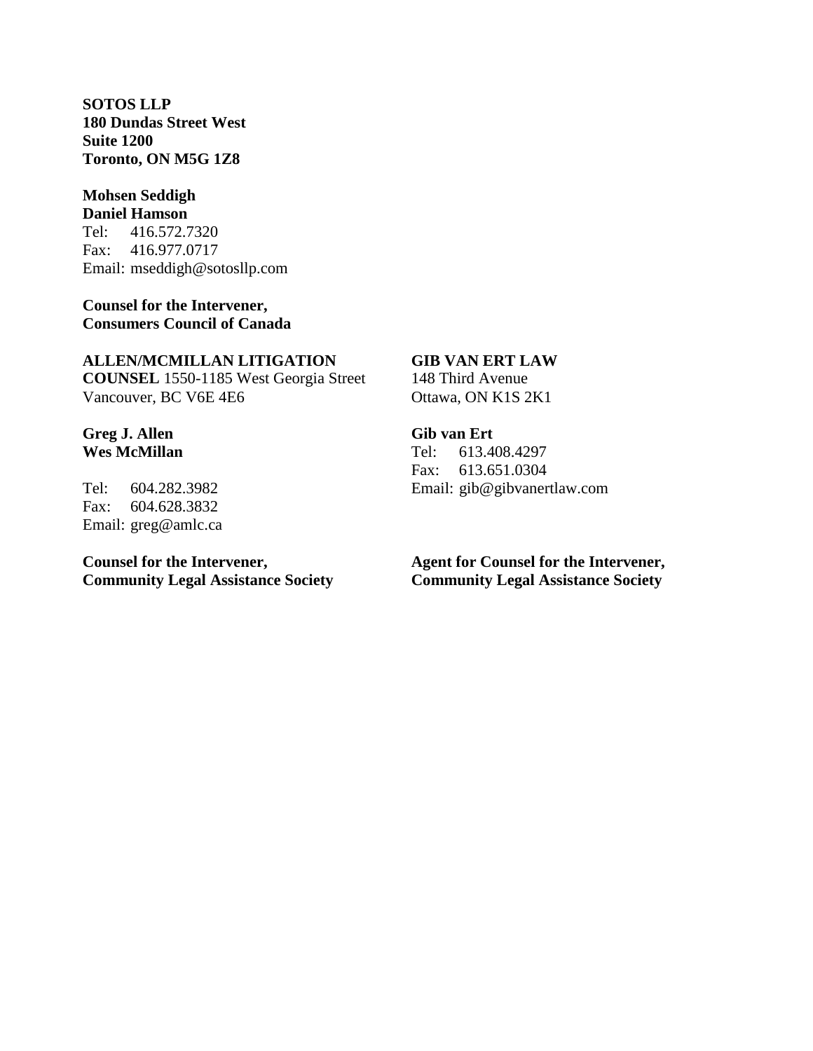**SOTOS LLP**
**180 Dundas Street West**
**Suite 1200**
**Toronto, ON M5G 1Z8**

**Mohsen Seddigh**
**Daniel Hamson**
Tel: 416.572.7320
Fax: 416.977.0717
Email: mseddigh@sotosllp.com

**Counsel for the Intervener,**
**Consumers Council of Canada**

**ALLEN/MCMILLAN LITIGATION COUNSEL** 1550-1185 West Georgia Street
Vancouver, BC V6E 4E6

**Greg J. Allen**
**Wes McMillan**

Tel: 604.282.3982
Fax: 604.628.3832
Email: greg@amlc.ca

**Counsel for the Intervener,**
**Community Legal Assistance Society**

**GIB VAN ERT LAW**
148 Third Avenue
Ottawa, ON K1S 2K1

**Gib van Ert**
Tel: 613.408.4297
Fax: 613.651.0304
Email: gib@gibvanertlaw.com

**Agent for Counsel for the Intervener,**
**Community Legal Assistance Society**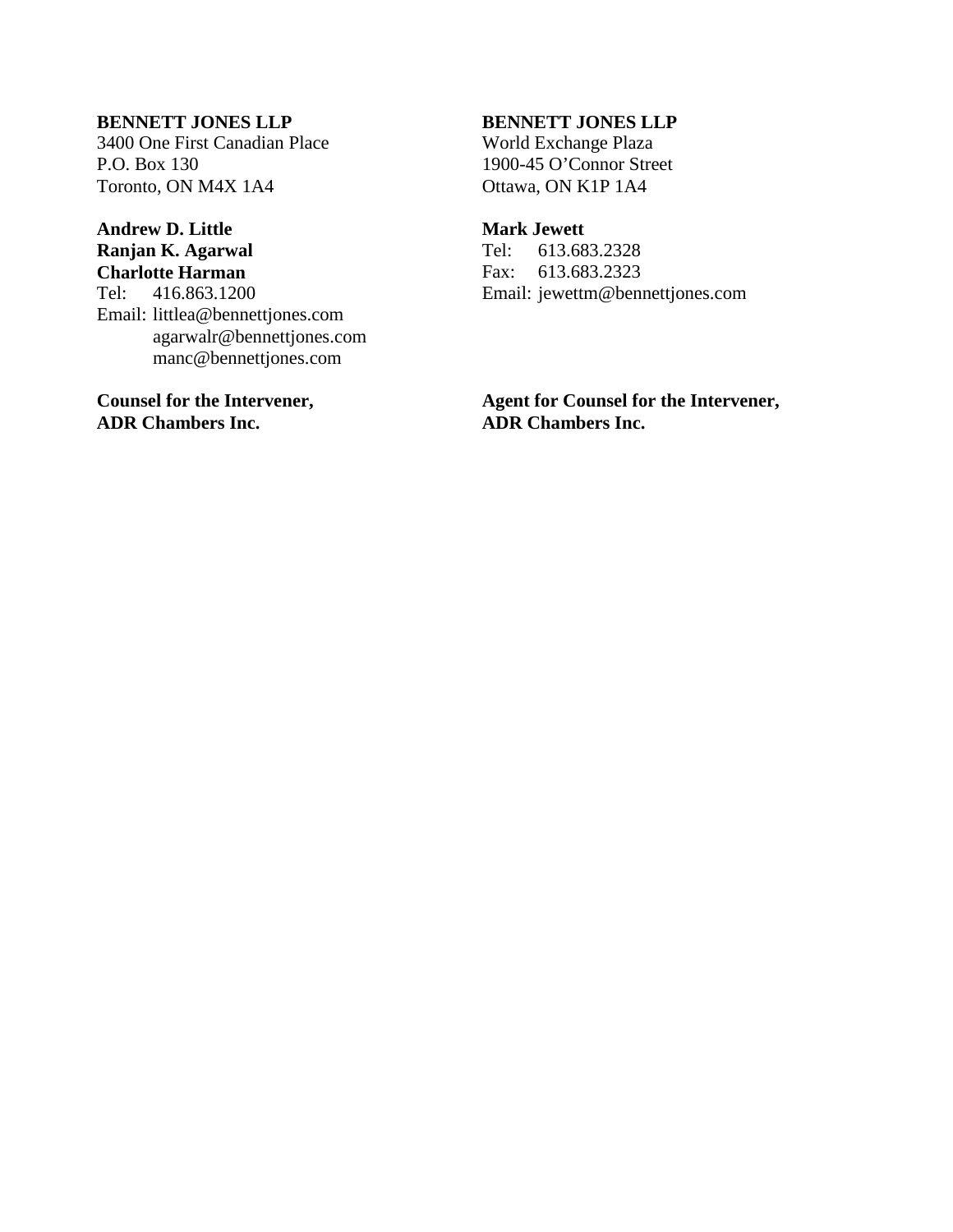**BENNETT JONES LLP**
3400 One First Canadian Place
P.O. Box 130
Toronto, ON M4X 1A4

**Andrew D. Little**
**Ranjan K. Agarwal**
**Charlotte Harman**
Tel: 416.863.1200
Email: littlea@bennettjones.com
agarwalr@bennettjones.com
manc@bennettjones.com

**Counsel for the Intervener,**
**ADR Chambers Inc.**

**BENNETT JONES LLP**
World Exchange Plaza
1900-45 O'Connor Street
Ottawa, ON K1P 1A4

**Mark Jewett**
Tel: 613.683.2328
Fax: 613.683.2323
Email: jewettm@bennettjones.com

**Agent for Counsel for the Intervener,**
**ADR Chambers Inc.**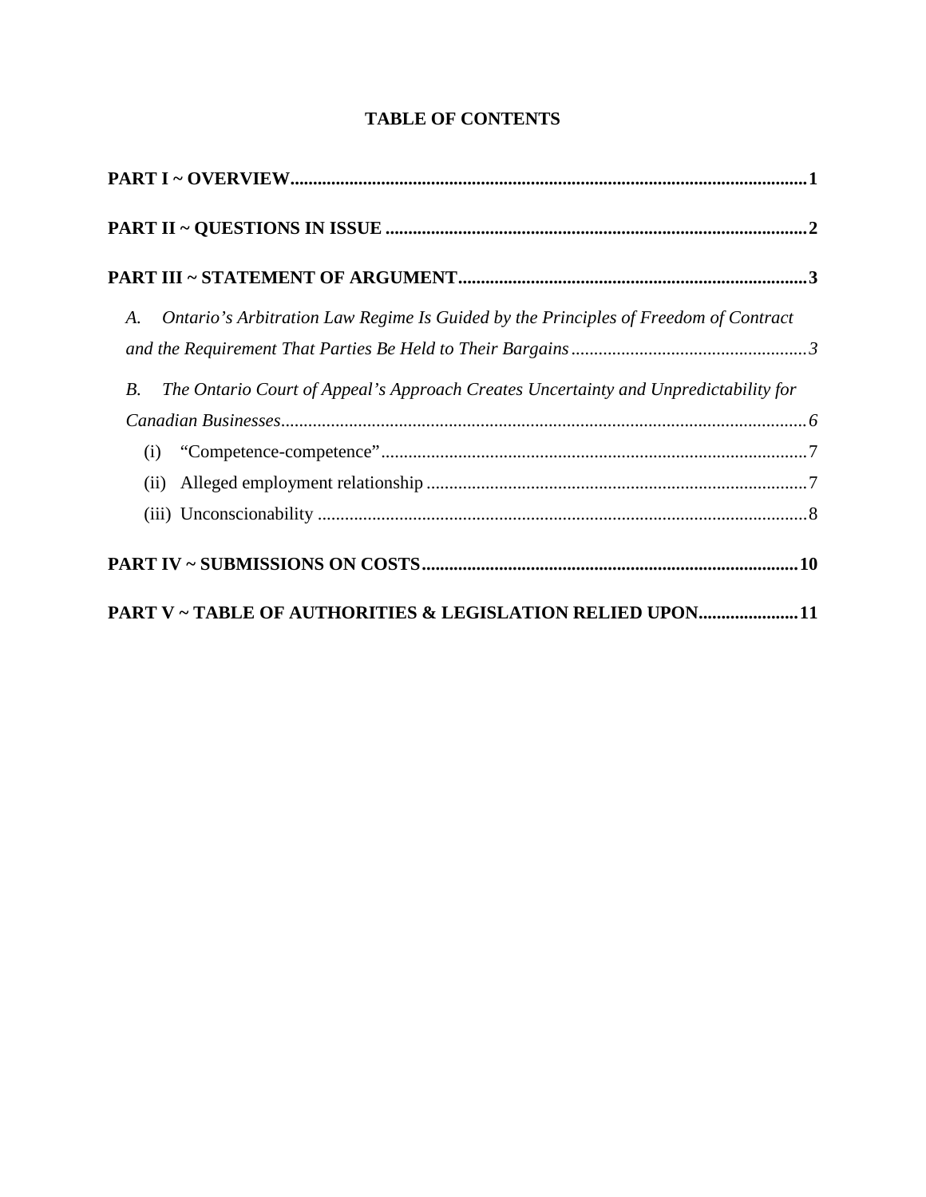**TABLE OF CONTENTS**

**PART I ~ OVERVIEW** ..... **1**

**PART II ~ QUESTIONS IN ISSUE** ..... **2**

**PART III ~ STATEMENT OF ARGUMENT** ..... **3**

*A. Ontario's Arbitration Law Regime Is Guided by the Principles of Freedom of Contract and the Requirement That Parties Be Held to Their Bargains* ..... *3*

*B. The Ontario Court of Appeal's Approach Creates Uncertainty and Unpredictability for Canadian Businesses* ..... *6*

(i) "Competence-competence" ..... 7

(ii) Alleged employment relationship ..... 7

(iii) Unconscionability ..... 8

**PART IV ~ SUBMISSIONS ON COSTS** ..... **10**

**PART V ~ TABLE OF AUTHORITIES & LEGISLATION RELIED UPON** ..... **11**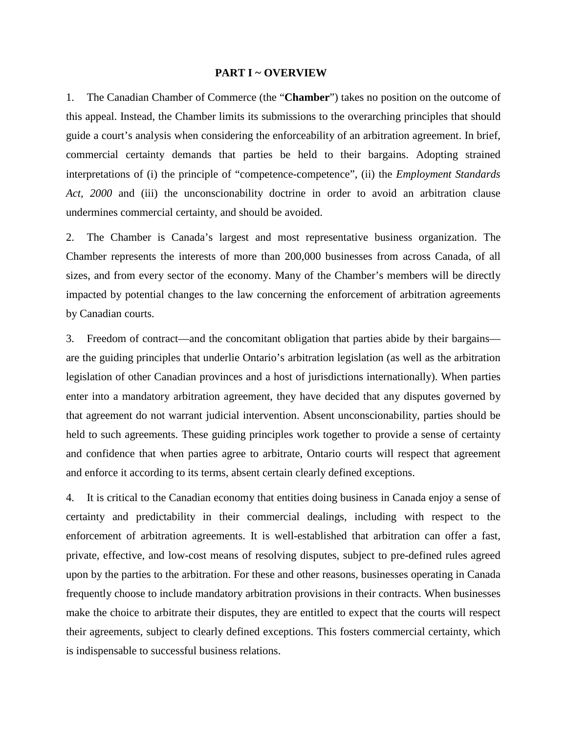## PART I ~ OVERVIEW

1. The Canadian Chamber of Commerce (the "**Chamber**") takes no position on the outcome of this appeal. Instead, the Chamber limits its submissions to the overarching principles that should guide a court's analysis when considering the enforceability of an arbitration agreement. In brief, commercial certainty demands that parties be held to their bargains. Adopting strained interpretations of (i) the principle of "competence-competence", (ii) the *Employment Standards Act, 2000* and (iii) the unconscionability doctrine in order to avoid an arbitration clause undermines commercial certainty, and should be avoided.

2. The Chamber is Canada's largest and most representative business organization. The Chamber represents the interests of more than 200,000 businesses from across Canada, of all sizes, and from every sector of the economy. Many of the Chamber's members will be directly impacted by potential changes to the law concerning the enforcement of arbitration agreements by Canadian courts.

3. Freedom of contract—and the concomitant obligation that parties abide by their bargains—are the guiding principles that underlie Ontario's arbitration legislation (as well as the arbitration legislation of other Canadian provinces and a host of jurisdictions internationally). When parties enter into a mandatory arbitration agreement, they have decided that any disputes governed by that agreement do not warrant judicial intervention. Absent unconscionability, parties should be held to such agreements. These guiding principles work together to provide a sense of certainty and confidence that when parties agree to arbitrate, Ontario courts will respect that agreement and enforce it according to its terms, absent certain clearly defined exceptions.

4. It is critical to the Canadian economy that entities doing business in Canada enjoy a sense of certainty and predictability in their commercial dealings, including with respect to the enforcement of arbitration agreements. It is well-established that arbitration can offer a fast, private, effective, and low-cost means of resolving disputes, subject to pre-defined rules agreed upon by the parties to the arbitration. For these and other reasons, businesses operating in Canada frequently choose to include mandatory arbitration provisions in their contracts. When businesses make the choice to arbitrate their disputes, they are entitled to expect that the courts will respect their agreements, subject to clearly defined exceptions. This fosters commercial certainty, which is indispensable to successful business relations.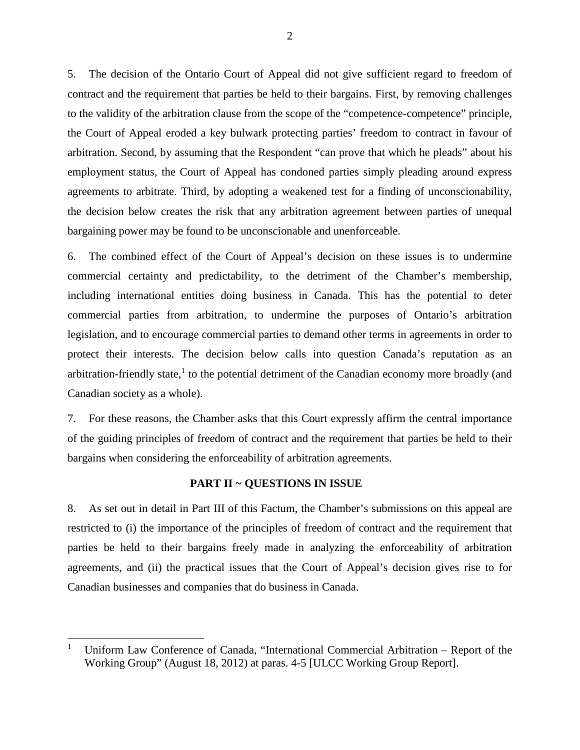5. The decision of the Ontario Court of Appeal did not give sufficient regard to freedom of contract and the requirement that parties be held to their bargains. First, by removing challenges to the validity of the arbitration clause from the scope of the "competence-competence" principle, the Court of Appeal eroded a key bulwark protecting parties' freedom to contract in favour of arbitration. Second, by assuming that the Respondent "can prove that which he pleads" about his employment status, the Court of Appeal has condoned parties simply pleading around express agreements to arbitrate. Third, by adopting a weakened test for a finding of unconscionability, the decision below creates the risk that any arbitration agreement between parties of unequal bargaining power may be found to be unconscionable and unenforceable.

6. The combined effect of the Court of Appeal's decision on these issues is to undermine commercial certainty and predictability, to the detriment of the Chamber's membership, including international entities doing business in Canada. This has the potential to deter commercial parties from arbitration, to undermine the purposes of Ontario's arbitration legislation, and to encourage commercial parties to demand other terms in agreements in order to protect their interests. The decision below calls into question Canada's reputation as an arbitration-friendly state,[1] to the potential detriment of the Canadian economy more broadly (and Canadian society as a whole).

7. For these reasons, the Chamber asks that this Court expressly affirm the central importance of the guiding principles of freedom of contract and the requirement that parties be held to their bargains when considering the enforceability of arbitration agreements.

## PART II ~ QUESTIONS IN ISSUE

8. As set out in detail in Part III of this Factum, the Chamber's submissions on this appeal are restricted to (i) the importance of the principles of freedom of contract and the requirement that parties be held to their bargains freely made in analyzing the enforceability of arbitration agreements, and (ii) the practical issues that the Court of Appeal's decision gives rise to for Canadian businesses and companies that do business in Canada.

---

[1] Uniform Law Conference of Canada, "International Commercial Arbitration – Report of the Working Group" (August 18, 2012) at paras. 4-5 [ULCC Working Group Report].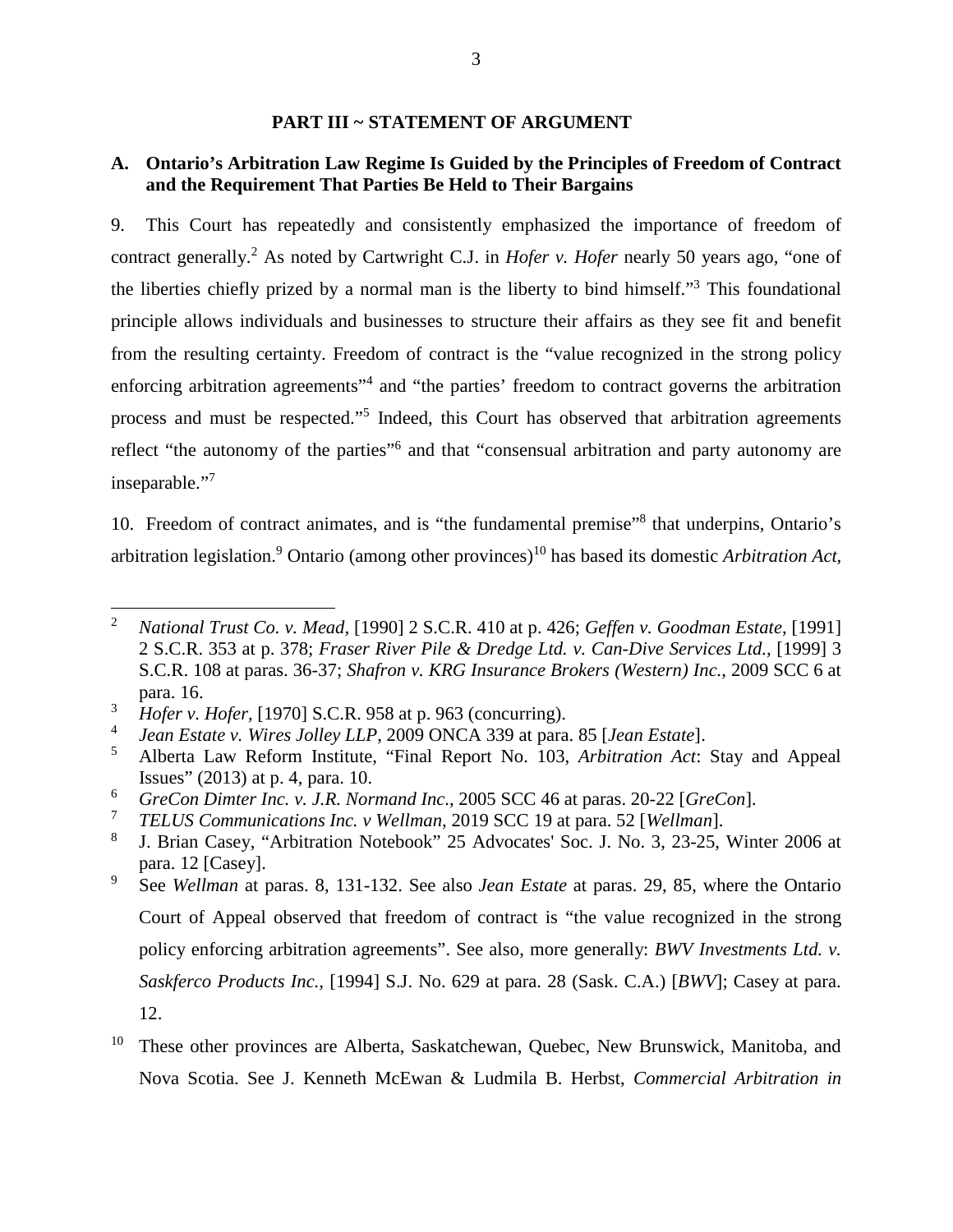## PART III ~ STATEMENT OF ARGUMENT

### A. Ontario's Arbitration Law Regime Is Guided by the Principles of Freedom of Contract and the Requirement That Parties Be Held to Their Bargains

9. This Court has repeatedly and consistently emphasized the importance of freedom of contract generally.[2] As noted by Cartwright C.J. in *Hofer v. Hofer* nearly 50 years ago, "one of the liberties chiefly prized by a normal man is the liberty to bind himself."[3] This foundational principle allows individuals and businesses to structure their affairs as they see fit and benefit from the resulting certainty. Freedom of contract is the "value recognized in the strong policy enforcing arbitration agreements"[4] and "the parties' freedom to contract governs the arbitration process and must be respected."[5] Indeed, this Court has observed that arbitration agreements reflect "the autonomy of the parties"[6] and that "consensual arbitration and party autonomy are inseparable."[7]

10. Freedom of contract animates, and is "the fundamental premise"[8] that underpins, Ontario's arbitration legislation.[9] Ontario (among other provinces)[10] has based its domestic *Arbitration Act*,

---

[2] *National Trust Co. v. Mead*, [1990] 2 S.C.R. 410 at p. 426; *Geffen v. Goodman Estate*, [1991] 2 S.C.R. 353 at p. 378; *Fraser River Pile & Dredge Ltd. v. Can-Dive Services Ltd.*, [1999] 3 S.C.R. 108 at paras. 36-37; *Shafron v. KRG Insurance Brokers (Western) Inc.*, 2009 SCC 6 at para. 16.

[3] *Hofer v. Hofer*, [1970] S.C.R. 958 at p. 963 (concurring).

[4] *Jean Estate v. Wires Jolley LLP*, 2009 ONCA 339 at para. 85 [*Jean Estate*].

[5] Alberta Law Reform Institute, "Final Report No. 103, *Arbitration Act*: Stay and Appeal Issues" (2013) at p. 4, para. 10.

[6] *GreCon Dimter Inc. v. J.R. Normand Inc*., 2005 SCC 46 at paras. 20-22 [*GreCon*].

[7] *TELUS Communications Inc. v Wellman*, 2019 SCC 19 at para. 52 [*Wellman*].

[8] J. Brian Casey, "Arbitration Notebook" 25 Advocates' Soc. J. No. 3, 23-25, Winter 2006 at para. 12 [Casey].

[9] See *Wellman* at paras. 8, 131-132. See also *Jean Estate* at paras. 29, 85, where the Ontario Court of Appeal observed that freedom of contract is "the value recognized in the strong policy enforcing arbitration agreements". See also, more generally: *BWV Investments Ltd. v. Saskferco Products Inc.*, [1994] S.J. No. 629 at para. 28 (Sask. C.A.) [*BWV*]; Casey at para. 12.

[10] These other provinces are Alberta, Saskatchewan, Quebec, New Brunswick, Manitoba, and Nova Scotia. See J. Kenneth McEwan & Ludmila B. Herbst, *Commercial Arbitration in*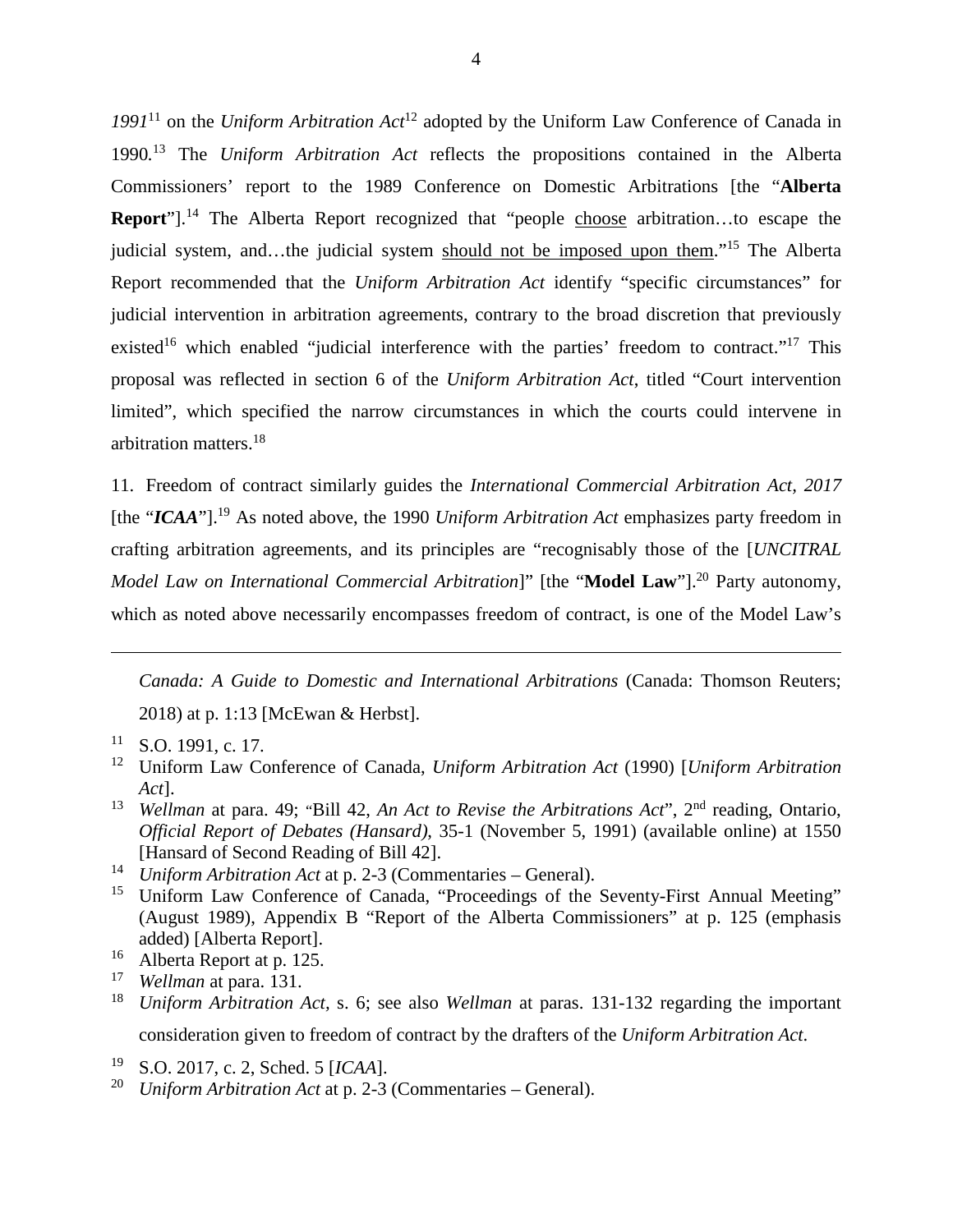*1991*[11] on the *Uniform Arbitration Act*[12] adopted by the Uniform Law Conference of Canada in 1990.[13] The *Uniform Arbitration Act* reflects the propositions contained in the Alberta Commissioners' report to the 1989 Conference on Domestic Arbitrations [the "**Alberta Report**"].[14] The Alberta Report recognized that "people <u>choose</u> arbitration…to escape the judicial system, and…the judicial system <u>should not be imposed upon them</u>."[15] The Alberta Report recommended that the *Uniform Arbitration Act* identify "specific circumstances" for judicial intervention in arbitration agreements, contrary to the broad discretion that previously existed[16] which enabled "judicial interference with the parties' freedom to contract."[17] This proposal was reflected in section 6 of the *Uniform Arbitration Act*, titled "Court intervention limited", which specified the narrow circumstances in which the courts could intervene in arbitration matters.[18]

11. Freedom of contract similarly guides the *International Commercial Arbitration Act, 2017* [the "***ICAA***"].[19] As noted above, the 1990 *Uniform Arbitration Act* emphasizes party freedom in crafting arbitration agreements, and its principles are "recognisably those of the [*UNCITRAL Model Law on International Commercial Arbitration*]" [the "**Model Law**"].[20] Party autonomy, which as noted above necessarily encompasses freedom of contract, is one of the Model Law's

---

*Canada: A Guide to Domestic and International Arbitrations* (Canada: Thomson Reuters; 2018) at p. 1:13 [McEwan & Herbst].

[11] S.O. 1991, c. 17.

[12] Uniform Law Conference of Canada, *Uniform Arbitration Act* (1990) [*Uniform Arbitration Act*].

[13] *Wellman* at para. 49; "Bill 42, *An Act to Revise the Arbitrations Act*", 2nd reading, Ontario, *Official Report of Debates (Hansard)*, 35-1 (November 5, 1991) (available online) at 1550 [Hansard of Second Reading of Bill 42].

[14] *Uniform Arbitration Act* at p. 2-3 (Commentaries – General).

[15] Uniform Law Conference of Canada, "Proceedings of the Seventy-First Annual Meeting" (August 1989), Appendix B "Report of the Alberta Commissioners" at p. 125 (emphasis added) [Alberta Report].

[16] Alberta Report at p. 125.

[17] *Wellman* at para. 131.

[18] *Uniform Arbitration Act,* s. 6; see also *Wellman* at paras. 131-132 regarding the important consideration given to freedom of contract by the drafters of the *Uniform Arbitration Act*.

[19] S.O. 2017, c. 2, Sched. 5 [*ICAA*].

[20] *Uniform Arbitration Act* at p. 2-3 (Commentaries – General).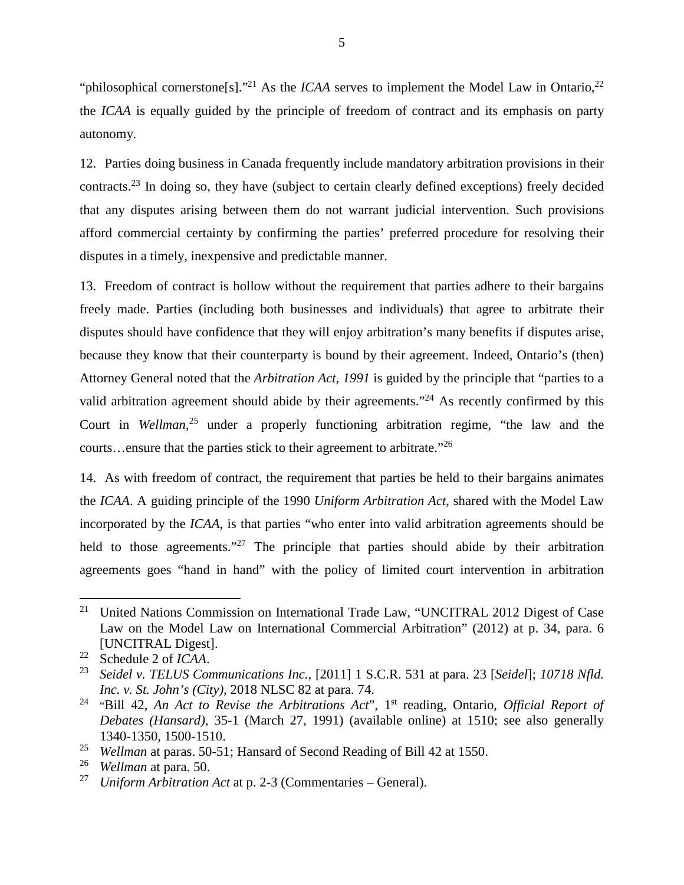"philosophical cornerstone[s]."[21] As the *ICAA* serves to implement the Model Law in Ontario,[22] the *ICAA* is equally guided by the principle of freedom of contract and its emphasis on party autonomy.

12. Parties doing business in Canada frequently include mandatory arbitration provisions in their contracts.[23] In doing so, they have (subject to certain clearly defined exceptions) freely decided that any disputes arising between them do not warrant judicial intervention. Such provisions afford commercial certainty by confirming the parties' preferred procedure for resolving their disputes in a timely, inexpensive and predictable manner.

13. Freedom of contract is hollow without the requirement that parties adhere to their bargains freely made. Parties (including both businesses and individuals) that agree to arbitrate their disputes should have confidence that they will enjoy arbitration's many benefits if disputes arise, because they know that their counterparty is bound by their agreement. Indeed, Ontario's (then) Attorney General noted that the *Arbitration Act, 1991* is guided by the principle that "parties to a valid arbitration agreement should abide by their agreements."[24] As recently confirmed by this Court in *Wellman*,[25] under a properly functioning arbitration regime, "the law and the courts…ensure that the parties stick to their agreement to arbitrate."[26]

14. As with freedom of contract, the requirement that parties be held to their bargains animates the *ICAA*. A guiding principle of the 1990 *Uniform Arbitration Act*, shared with the Model Law incorporated by the *ICAA*, is that parties "who enter into valid arbitration agreements should be held to those agreements."[27] The principle that parties should abide by their arbitration agreements goes "hand in hand" with the policy of limited court intervention in arbitration

---

[21] United Nations Commission on International Trade Law, "UNCITRAL 2012 Digest of Case Law on the Model Law on International Commercial Arbitration" (2012) at p. 34, para. 6 [UNCITRAL Digest].

[22] Schedule 2 of *ICAA*.

[23] *Seidel v. TELUS Communications Inc.*, [2011] 1 S.C.R. 531 at para. 23 [*Seidel*]; *10718 Nfld. Inc. v. St. John's (City)*, 2018 NLSC 82 at para. 74.

[24] "Bill 42, *An Act to Revise the Arbitrations Act*", 1st reading, Ontario, *Official Report of Debates (Hansard)*, 35-1 (March 27, 1991) (available online) at 1510; see also generally 1340-1350, 1500-1510.

[25] *Wellman* at paras. 50-51; Hansard of Second Reading of Bill 42 at 1550.

[26] *Wellman* at para. 50.

[27] *Uniform Arbitration Act* at p. 2-3 (Commentaries – General).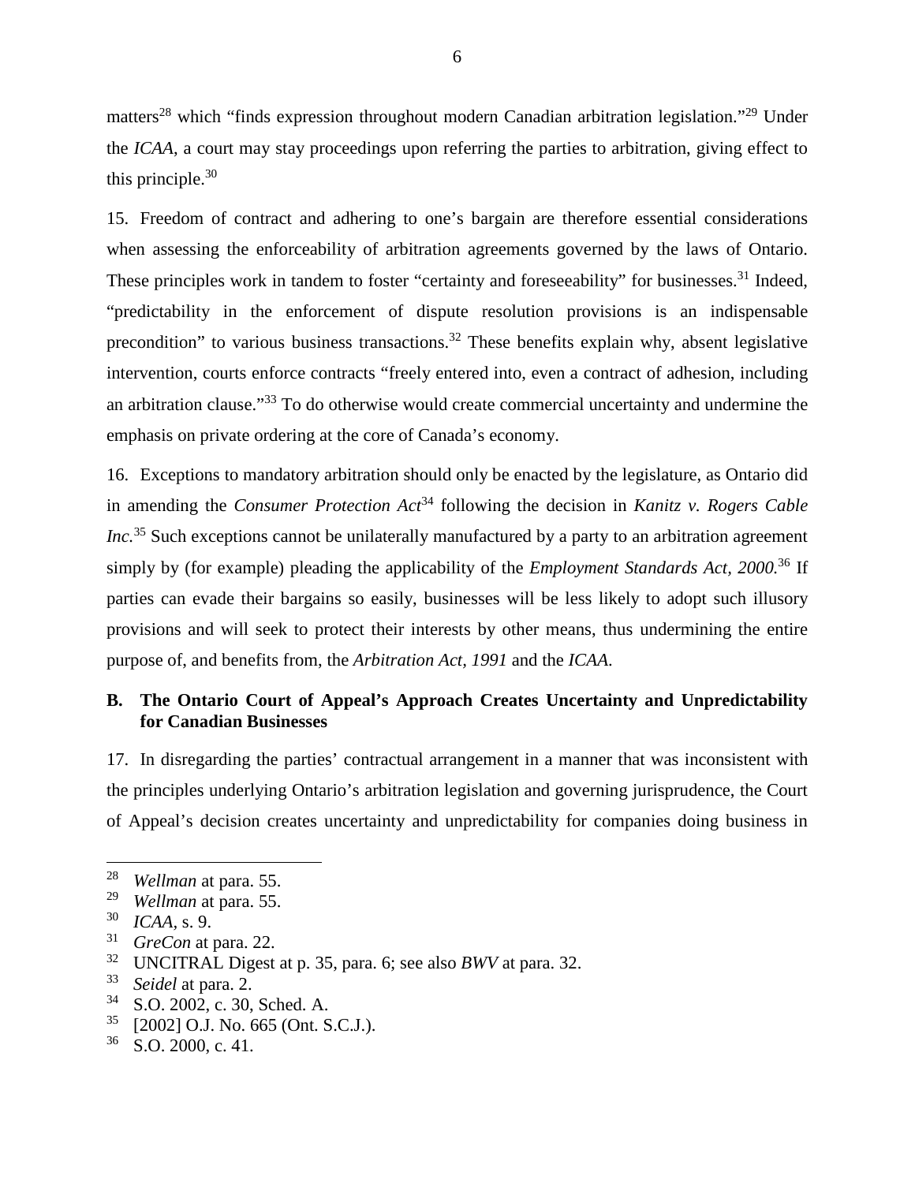matters[28] which "finds expression throughout modern Canadian arbitration legislation."[29] Under the *ICAA*, a court may stay proceedings upon referring the parties to arbitration, giving effect to this principle.[30]

15. Freedom of contract and adhering to one's bargain are therefore essential considerations when assessing the enforceability of arbitration agreements governed by the laws of Ontario. These principles work in tandem to foster "certainty and foreseeability" for businesses.[31] Indeed, "predictability in the enforcement of dispute resolution provisions is an indispensable precondition" to various business transactions.[32] These benefits explain why, absent legislative intervention, courts enforce contracts "freely entered into, even a contract of adhesion, including an arbitration clause."[33] To do otherwise would create commercial uncertainty and undermine the emphasis on private ordering at the core of Canada's economy.

16. Exceptions to mandatory arbitration should only be enacted by the legislature, as Ontario did in amending the *Consumer Protection Act*[34] following the decision in *Kanitz v. Rogers Cable Inc.*[35] Such exceptions cannot be unilaterally manufactured by a party to an arbitration agreement simply by (for example) pleading the applicability of the *Employment Standards Act, 2000*.[36] If parties can evade their bargains so easily, businesses will be less likely to adopt such illusory provisions and will seek to protect their interests by other means, thus undermining the entire purpose of, and benefits from, the *Arbitration Act, 1991* and the *ICAA*.

### B. The Ontario Court of Appeal's Approach Creates Uncertainty and Unpredictability for Canadian Businesses

17. In disregarding the parties' contractual arrangement in a manner that was inconsistent with the principles underlying Ontario's arbitration legislation and governing jurisprudence, the Court of Appeal's decision creates uncertainty and unpredictability for companies doing business in

---

[28] *Wellman* at para. 55.
[29] *Wellman* at para. 55.
[30] *ICAA*, s. 9.
[31] *GreCon* at para. 22.
[32] UNCITRAL Digest at p. 35, para. 6; see also *BWV* at para. 32.
[33] *Seidel* at para. 2.
[34] S.O. 2002, c. 30, Sched. A.
[35] [2002] O.J. No. 665 (Ont. S.C.J.).
[36] S.O. 2000, c. 41.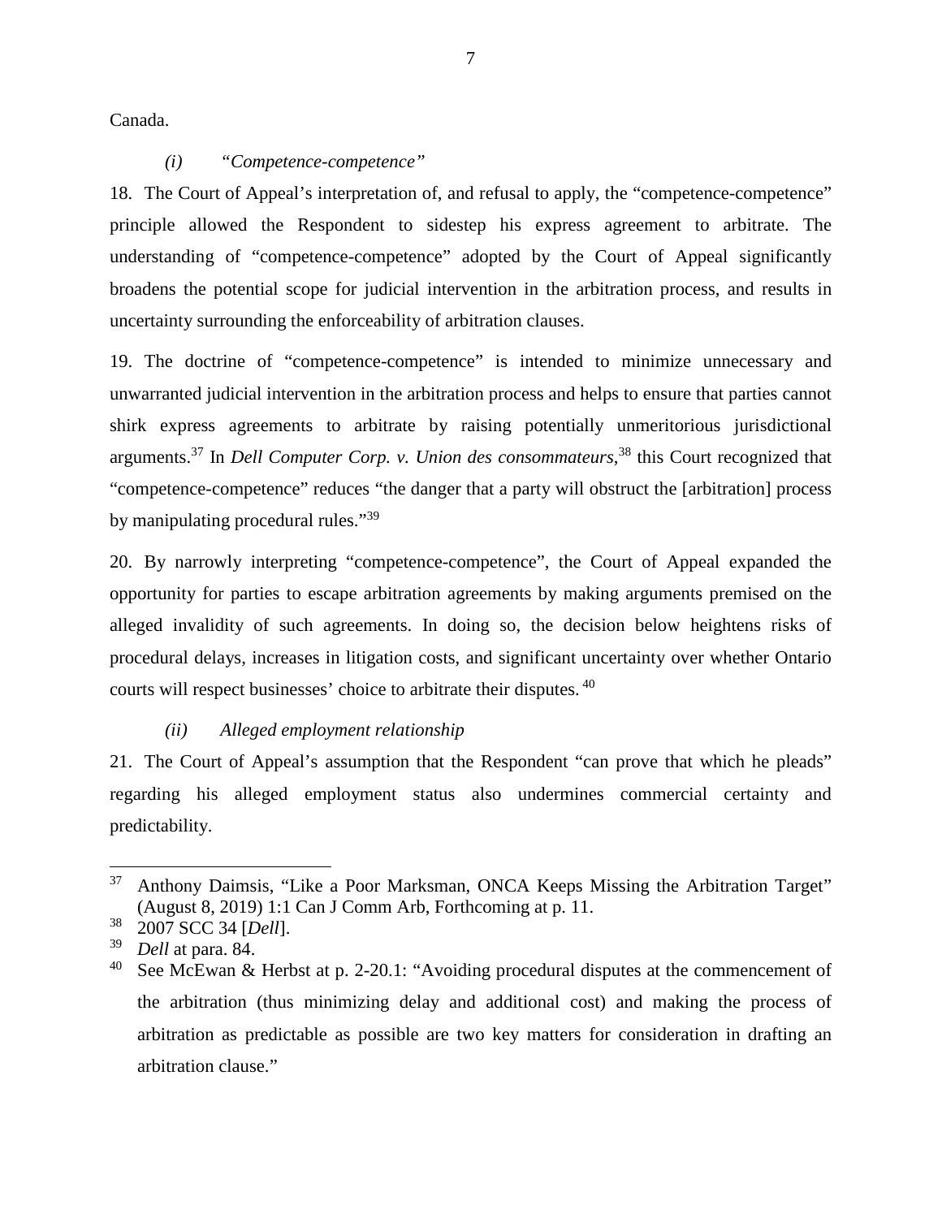Canada.

*(i) "Competence-competence"*

18. The Court of Appeal's interpretation of, and refusal to apply, the "competence-competence" principle allowed the Respondent to sidestep his express agreement to arbitrate. The understanding of "competence-competence" adopted by the Court of Appeal significantly broadens the potential scope for judicial intervention in the arbitration process, and results in uncertainty surrounding the enforceability of arbitration clauses.

19. The doctrine of "competence-competence" is intended to minimize unnecessary and unwarranted judicial intervention in the arbitration process and helps to ensure that parties cannot shirk express agreements to arbitrate by raising potentially unmeritorious jurisdictional arguments.[37] In *Dell Computer Corp. v. Union des consommateurs*,[38] this Court recognized that "competence-competence" reduces "the danger that a party will obstruct the [arbitration] process by manipulating procedural rules."[39]

20. By narrowly interpreting "competence-competence", the Court of Appeal expanded the opportunity for parties to escape arbitration agreements by making arguments premised on the alleged invalidity of such agreements. In doing so, the decision below heightens risks of procedural delays, increases in litigation costs, and significant uncertainty over whether Ontario courts will respect businesses' choice to arbitrate their disputes.[40]

*(ii) Alleged employment relationship*

21. The Court of Appeal's assumption that the Respondent "can prove that which he pleads" regarding his alleged employment status also undermines commercial certainty and predictability.

---

[37] Anthony Daimsis, "Like a Poor Marksman, ONCA Keeps Missing the Arbitration Target" (August 8, 2019) 1:1 Can J Comm Arb, Forthcoming at p. 11.

[38] 2007 SCC 34 [*Dell*].

[39] *Dell* at para. 84.

[40] See McEwan & Herbst at p. 2-20.1: "Avoiding procedural disputes at the commencement of the arbitration (thus minimizing delay and additional cost) and making the process of arbitration as predictable as possible are two key matters for consideration in drafting an arbitration clause."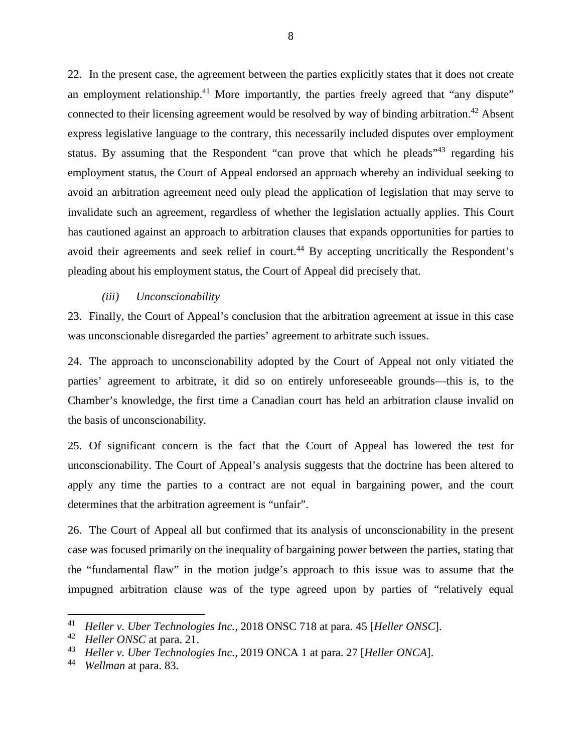22. In the present case, the agreement between the parties explicitly states that it does not create an employment relationship.[41] More importantly, the parties freely agreed that "any dispute" connected to their licensing agreement would be resolved by way of binding arbitration.[42] Absent express legislative language to the contrary, this necessarily included disputes over employment status. By assuming that the Respondent "can prove that which he pleads"[43] regarding his employment status, the Court of Appeal endorsed an approach whereby an individual seeking to avoid an arbitration agreement need only plead the application of legislation that may serve to invalidate such an agreement, regardless of whether the legislation actually applies. This Court has cautioned against an approach to arbitration clauses that expands opportunities for parties to avoid their agreements and seek relief in court.[44] By accepting uncritically the Respondent's pleading about his employment status, the Court of Appeal did precisely that.

*(iii) Unconscionability*

23. Finally, the Court of Appeal's conclusion that the arbitration agreement at issue in this case was unconscionable disregarded the parties' agreement to arbitrate such issues.

24. The approach to unconscionability adopted by the Court of Appeal not only vitiated the parties' agreement to arbitrate, it did so on entirely unforeseeable grounds—this is, to the Chamber's knowledge, the first time a Canadian court has held an arbitration clause invalid on the basis of unconscionability.

25. Of significant concern is the fact that the Court of Appeal has lowered the test for unconscionability. The Court of Appeal's analysis suggests that the doctrine has been altered to apply any time the parties to a contract are not equal in bargaining power, and the court determines that the arbitration agreement is "unfair".

26. The Court of Appeal all but confirmed that its analysis of unconscionability in the present case was focused primarily on the inequality of bargaining power between the parties, stating that the "fundamental flaw" in the motion judge's approach to this issue was to assume that the impugned arbitration clause was of the type agreed upon by parties of "relatively equal

---

[41] *Heller v. Uber Technologies Inc.*, 2018 ONSC 718 at para. 45 [*Heller ONSC*].

[42] *Heller ONSC* at para. 21.

[43] *Heller v. Uber Technologies Inc.*, 2019 ONCA 1 at para. 27 [*Heller ONCA*].

[44] *Wellman* at para. 83.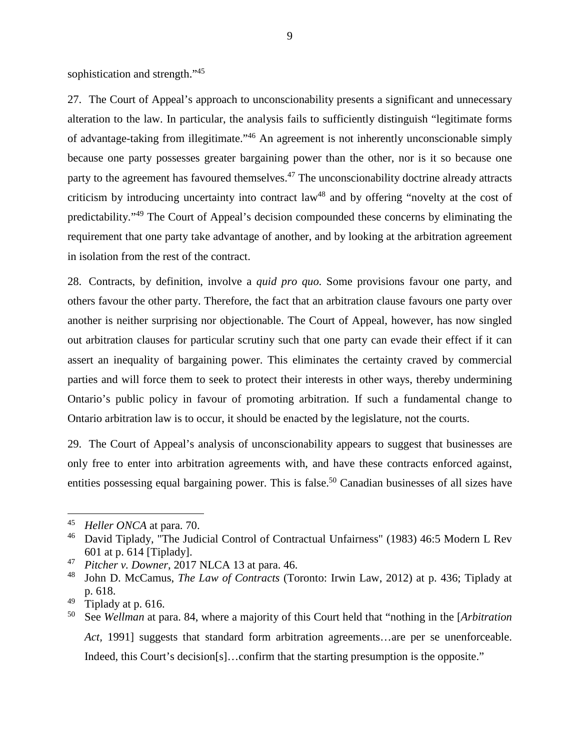sophistication and strength."[45]

27. The Court of Appeal's approach to unconscionability presents a significant and unnecessary alteration to the law. In particular, the analysis fails to sufficiently distinguish "legitimate forms of advantage-taking from illegitimate."[46] An agreement is not inherently unconscionable simply because one party possesses greater bargaining power than the other, nor is it so because one party to the agreement has favoured themselves.[47] The unconscionability doctrine already attracts criticism by introducing uncertainty into contract law[48] and by offering "novelty at the cost of predictability."[49] The Court of Appeal's decision compounded these concerns by eliminating the requirement that one party take advantage of another, and by looking at the arbitration agreement in isolation from the rest of the contract.

28. Contracts, by definition, involve a *quid pro quo.* Some provisions favour one party, and others favour the other party. Therefore, the fact that an arbitration clause favours one party over another is neither surprising nor objectionable. The Court of Appeal, however, has now singled out arbitration clauses for particular scrutiny such that one party can evade their effect if it can assert an inequality of bargaining power. This eliminates the certainty craved by commercial parties and will force them to seek to protect their interests in other ways, thereby undermining Ontario's public policy in favour of promoting arbitration. If such a fundamental change to Ontario arbitration law is to occur, it should be enacted by the legislature, not the courts.

29. The Court of Appeal's analysis of unconscionability appears to suggest that businesses are only free to enter into arbitration agreements with, and have these contracts enforced against, entities possessing equal bargaining power. This is false.[50] Canadian businesses of all sizes have

---

[45] *Heller ONCA* at para. 70.

[46] David Tiplady, "The Judicial Control of Contractual Unfairness" (1983) 46:5 Modern L Rev 601 at p. 614 [Tiplady].

[47] *Pitcher v. Downer*, 2017 NLCA 13 at para. 46.

[48] John D. McCamus, *The Law of Contracts* (Toronto: Irwin Law, 2012) at p. 436; Tiplady at p. 618.

[49] Tiplady at p. 616.

[50] See *Wellman* at para. 84, where a majority of this Court held that "nothing in the [*Arbitration Act*, 1991] suggests that standard form arbitration agreements…are per se unenforceable. Indeed, this Court's decision[s]…confirm that the starting presumption is the opposite."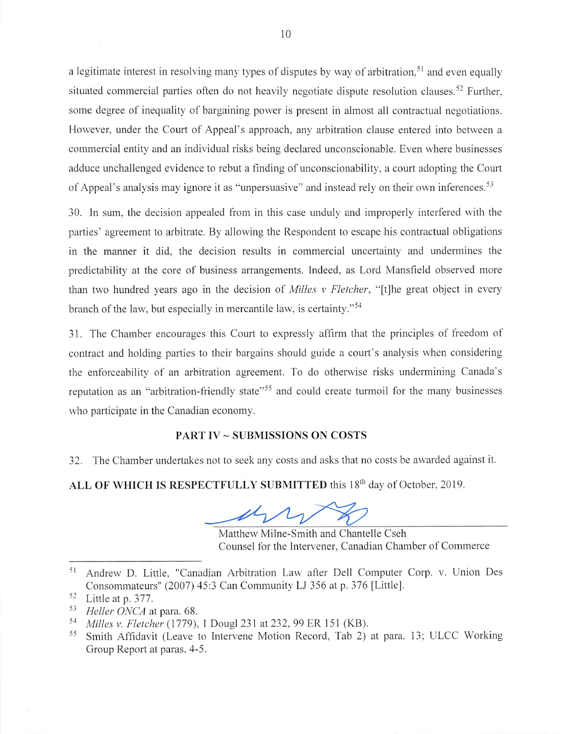a legitimate interest in resolving many types of disputes by way of arbitration,[51] and even equally situated commercial parties often do not heavily negotiate dispute resolution clauses.[52] Further, some degree of inequality of bargaining power is present in almost all contractual negotiations. However, under the Court of Appeal's approach, any arbitration clause entered into between a commercial entity and an individual risks being declared unconscionable. Even where businesses adduce unchallenged evidence to rebut a finding of unconscionability, a court adopting the Court of Appeal's analysis may ignore it as "unpersuasive" and instead rely on their own inferences.[53]

30. In sum, the decision appealed from in this case unduly and improperly interfered with the parties' agreement to arbitrate. By allowing the Respondent to escape his contractual obligations in the manner it did, the decision results in commercial uncertainty and undermines the predictability at the core of business arrangements. Indeed, as Lord Mansfield observed more than two hundred years ago in the decision of *Milles v Fletcher*, "[t]he great object in every branch of the law, but especially in mercantile law, is certainty."[54]

31. The Chamber encourages this Court to expressly affirm that the principles of freedom of contract and holding parties to their bargains should guide a court's analysis when considering the enforceability of an arbitration agreement. To do otherwise risks undermining Canada's reputation as an "arbitration-friendly state"[55] and could create turmoil for the many businesses who participate in the Canadian economy.

## PART IV ~ SUBMISSIONS ON COSTS

32. The Chamber undertakes not to seek any costs and asks that no costs be awarded against it.

**ALL OF WHICH IS RESPECTFULLY SUBMITTED** this 18th day of October, 2019.

Matthew Milne-Smith and Chantelle Cseh
Counsel for the Intervener, Canadian Chamber of Commerce

---

[51] Andrew D. Little, "Canadian Arbitration Law after Dell Computer Corp. v. Union Des Consommateurs" (2007) 45:3 Can Community LJ 356 at p. 376 [Little].

[52] Little at p. 377.

[53] *Heller ONCA* at para. 68.

[54] *Milles v. Fletcher* (1779), 1 Dougl 231 at 232, 99 ER 151 (KB).

[55] Smith Affidavit (Leave to Intervene Motion Record, Tab 2) at para. 13; ULCC Working Group Report at paras. 4-5.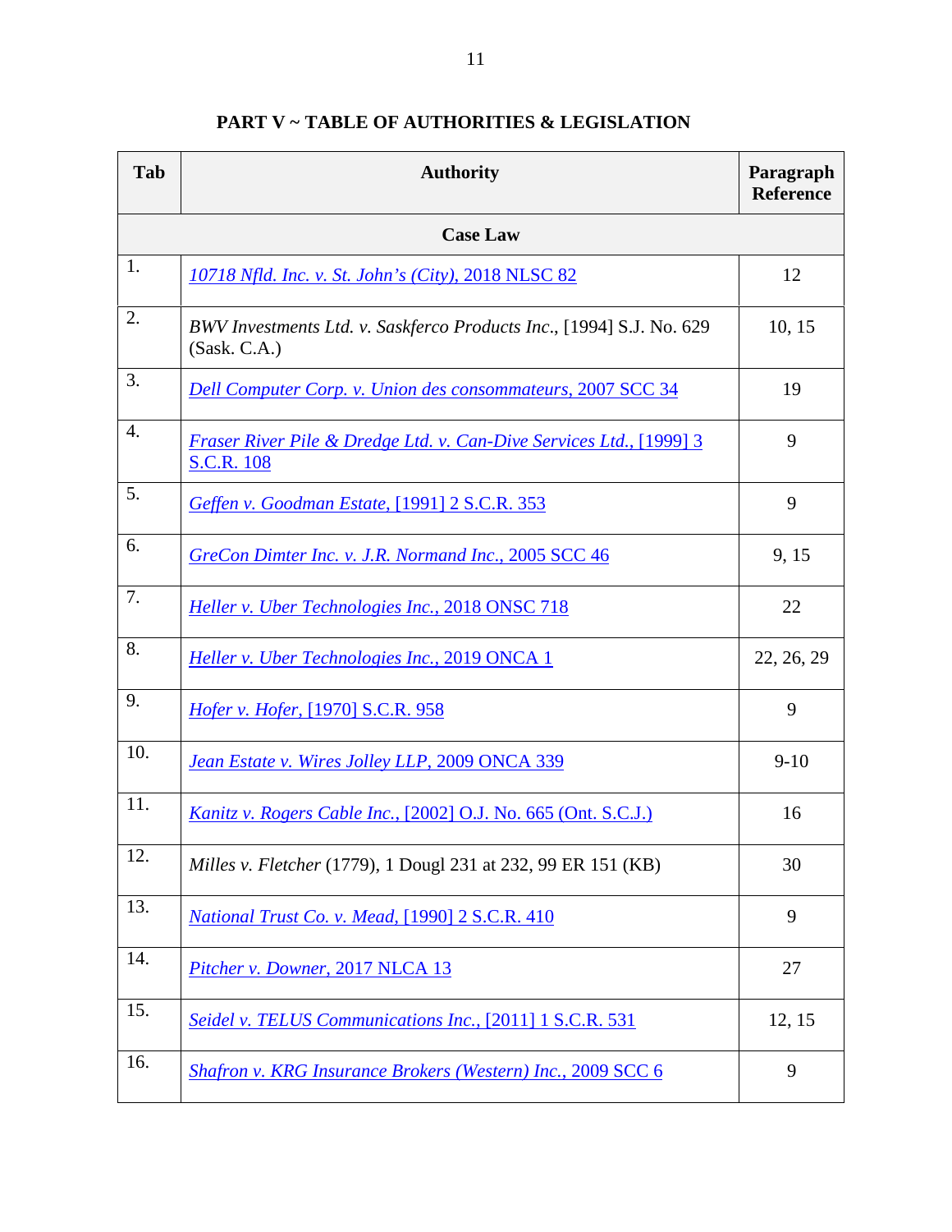## PART V ~ TABLE OF AUTHORITIES & LEGISLATION

| Tab | Authority | Paragraph Reference |
|---|---|---|
| | **Case Law** | |
| 1. | *10718 Nfld. Inc. v. St. John's (City)*, 2018 NLSC 82 | 12 |
| 2. | *BWV Investments Ltd. v. Saskferco Products Inc*., [1994] S.J. No. 629 (Sask. C.A.) | 10, 15 |
| 3. | *Dell Computer Corp. v. Union des consommateurs*, 2007 SCC 34 | 19 |
| 4. | *Fraser River Pile & Dredge Ltd. v. Can-Dive Services Ltd.*, [1999] 3 S.C.R. 108 | 9 |
| 5. | *Geffen v. Goodman Estate*, [1991] 2 S.C.R. 353 | 9 |
| 6. | *GreCon Dimter Inc. v. J.R. Normand Inc.*, 2005 SCC 46 | 9, 15 |
| 7. | *Heller v. Uber Technologies Inc.*, 2018 ONSC 718 | 22 |
| 8. | *Heller v. Uber Technologies Inc.*, 2019 ONCA 1 | 22, 26, 29 |
| 9. | *Hofer v. Hofer*, [1970] S.C.R. 958 | 9 |
| 10. | *Jean Estate v. Wires Jolley LLP*, 2009 ONCA 339 | 9-10 |
| 11. | *Kanitz v. Rogers Cable Inc.*, [2002] O.J. No. 665 (Ont. S.C.J.) | 16 |
| 12. | *Milles v. Fletcher* (1779), 1 Dougl 231 at 232, 99 ER 151 (KB) | 30 |
| 13. | *National Trust Co. v. Mead*, [1990] 2 S.C.R. 410 | 9 |
| 14. | *Pitcher v. Downer*, 2017 NLCA 13 | 27 |
| 15. | *Seidel v. TELUS Communications Inc.*, [2011] 1 S.C.R. 531 | 12, 15 |
| 16. | *Shafron v. KRG Insurance Brokers (Western) Inc.*, 2009 SCC 6 | 9 |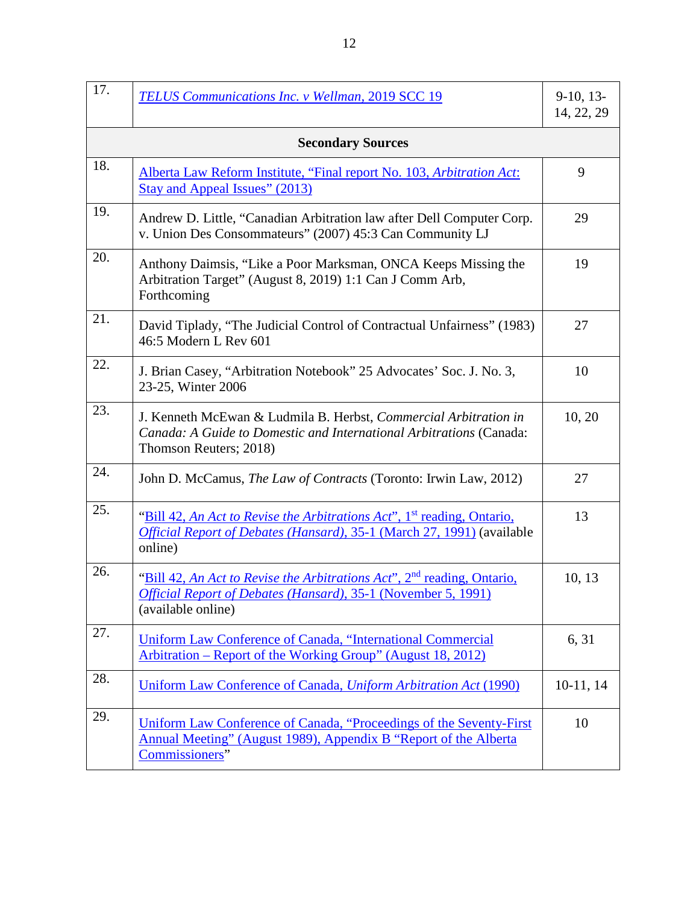| | | |
|---|---|---|
| 17. | *TELUS Communications Inc. v Wellman*, 2019 SCC 19 | 9-10, 13-14, 22, 29 |
| | **Secondary Sources** | |
| 18. | Alberta Law Reform Institute, "Final report No. 103, *Arbitration Act*: Stay and Appeal Issues" (2013) | 9 |
| 19. | Andrew D. Little, "Canadian Arbitration law after Dell Computer Corp. v. Union Des Consommateurs" (2007) 45:3 Can Community LJ | 29 |
| 20. | Anthony Daimsis, "Like a Poor Marksman, ONCA Keeps Missing the Arbitration Target" (August 8, 2019) 1:1 Can J Comm Arb, Forthcoming | 19 |
| 21. | David Tiplady, "The Judicial Control of Contractual Unfairness" (1983) 46:5 Modern L Rev 601 | 27 |
| 22. | J. Brian Casey, "Arbitration Notebook" 25 Advocates' Soc. J. No. 3, 23-25, Winter 2006 | 10 |
| 23. | J. Kenneth McEwan & Ludmila B. Herbst, *Commercial Arbitration in Canada: A Guide to Domestic and International Arbitrations* (Canada: Thomson Reuters; 2018) | 10, 20 |
| 24. | John D. McCamus, *The Law of Contracts* (Toronto: Irwin Law, 2012) | 27 |
| 25. | "Bill 42, *An Act to Revise the Arbitrations Act*", 1st reading, Ontario, *Official Report of Debates (Hansard)*, 35-1 (March 27, 1991) (available online) | 13 |
| 26. | "Bill 42, *An Act to Revise the Arbitrations Act*", 2nd reading, Ontario, *Official Report of Debates (Hansard)*, 35-1 (November 5, 1991) (available online) | 10, 13 |
| 27. | Uniform Law Conference of Canada, "International Commercial Arbitration – Report of the Working Group" (August 18, 2012) | 6, 31 |
| 28. | Uniform Law Conference of Canada, *Uniform Arbitration Act* (1990) | 10-11, 14 |
| 29. | Uniform Law Conference of Canada, "Proceedings of the Seventy-First Annual Meeting" (August 1989), Appendix B "Report of the Alberta Commissioners" | 10 |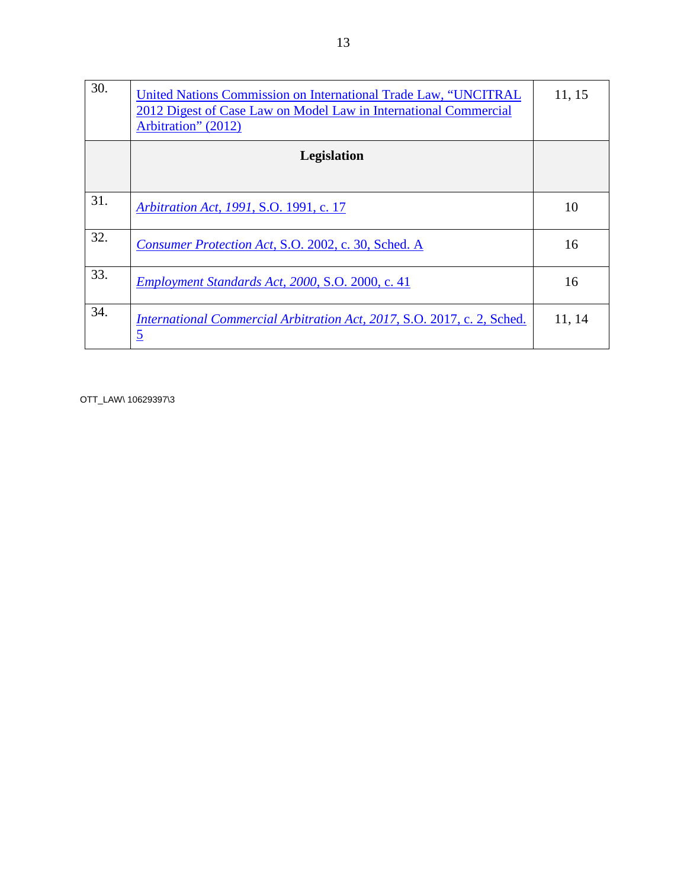| | | |
|---|---|---|
| 30. | United Nations Commission on International Trade Law, "UNCITRAL 2012 Digest of Case Law on Model Law in International Commercial Arbitration" (2012) | 11, 15 |
| | **Legislation** | |
| 31. | *Arbitration Act, 1991*, S.O. 1991, c. 17 | 10 |
| 32. | *Consumer Protection Act*, S.O. 2002, c. 30, Sched. A | 16 |
| 33. | *Employment Standards Act, 2000*, S.O. 2000, c. 41 | 16 |
| 34. | *International Commercial Arbitration Act, 2017*, S.O. 2017, c. 2, Sched. 5 | 11, 14 |

OTT_LAW\ 10629397\3